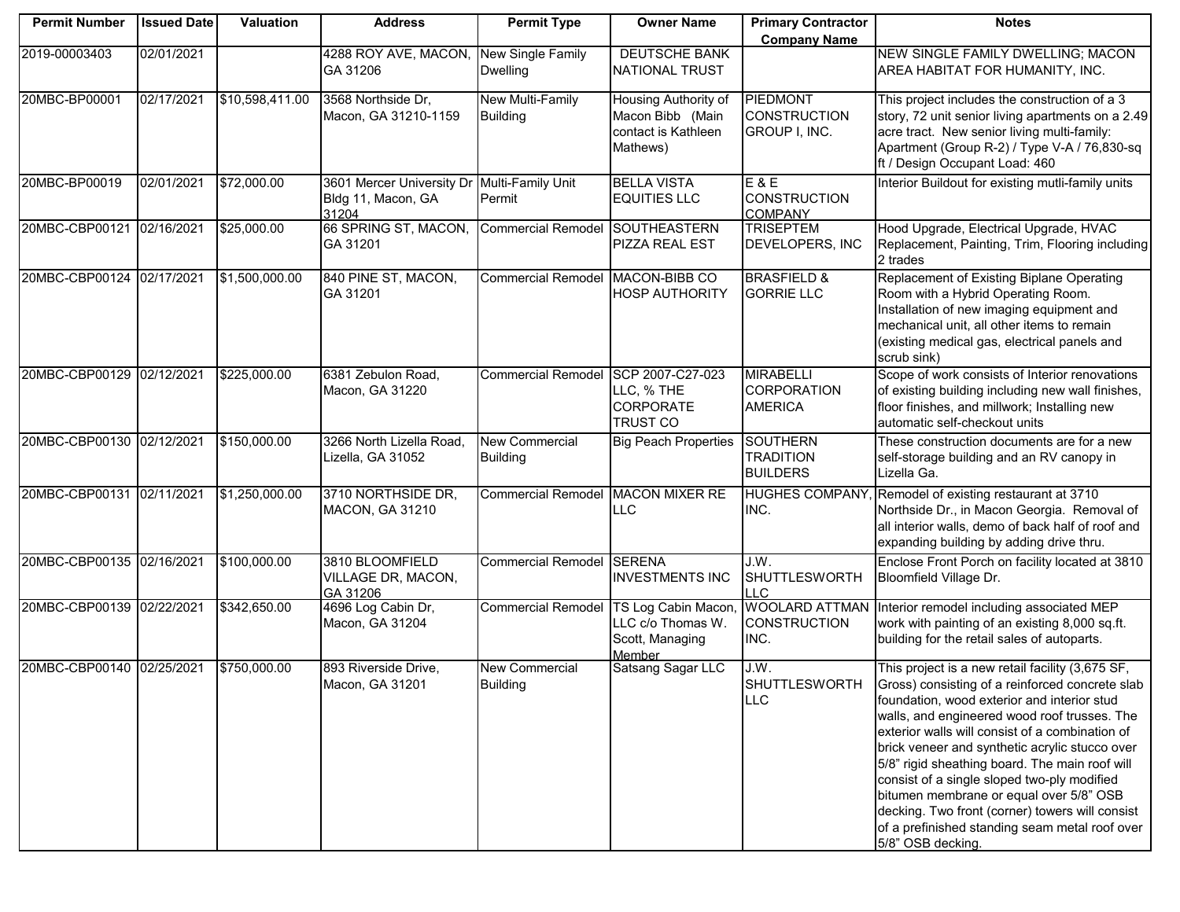| Permit Number | Issued Date | Valuation | Address | Permit Type | Owner Name | Primary Contractor Company Name | Notes |
|---|---|---|---|---|---|---|---|
| 2019-00003403 | 02/01/2021 | | 4288 ROY AVE, MACON, GA 31206 | New Single Family Dwelling | DEUTSCHE BANK NATIONAL TRUST | | NEW SINGLE FAMILY DWELLING; MACON AREA HABITAT FOR HUMANITY, INC. |
| 20MBC-BP00001 | 02/17/2021 | $10,598,411.00 | 3568 Northside Dr, Macon, GA 31210-1159 | New Multi-Family Building | Housing Authority of Macon Bibb (Main contact is Kathleen Mathews) | PIEDMONT CONSTRUCTION GROUP I, INC. | This project includes the construction of a 3 story, 72 unit senior living apartments on a 2.49 acre tract. New senior living multi-family: Apartment (Group R-2) / Type V-A / 76,830-sq ft / Design Occupant Load: 460 |
| 20MBC-BP00019 | 02/01/2021 | $72,000.00 | 3601 Mercer University Dr Bldg 11, Macon, GA 31204 | Multi-Family Unit Permit | BELLA VISTA EQUITIES LLC | E & E CONSTRUCTION COMPANY | Interior Buildout for existing mutli-family units |
| 20MBC-CBP00121 | 02/16/2021 | $25,000.00 | 66 SPRING ST, MACON, GA 31201 | Commercial Remodel | SOUTHEASTERN PIZZA REAL EST | TRISEPTEM DEVELOPERS, INC | Hood Upgrade, Electrical Upgrade, HVAC Replacement, Painting, Trim, Flooring including 2 trades |
| 20MBC-CBP00124 | 02/17/2021 | $1,500,000.00 | 840 PINE ST, MACON, GA 31201 | Commercial Remodel | MACON-BIBB CO HOSP AUTHORITY | BRASFIELD & GORRIE LLC | Replacement of Existing Biplane Operating Room with a Hybrid Operating Room. Installation of new imaging equipment and mechanical unit, all other items to remain (existing medical gas, electrical panels and scrub sink) |
| 20MBC-CBP00129 | 02/12/2021 | $225,000.00 | 6381 Zebulon Road, Macon, GA 31220 | Commercial Remodel | SCP 2007-C27-023 LLC, % THE CORPORATE TRUST CO | MIRABELLI CORPORATION AMERICA | Scope of work consists of Interior renovations of existing building including new wall finishes, floor finishes, and millwork; Installing new automatic self-checkout units |
| 20MBC-CBP00130 | 02/12/2021 | $150,000.00 | 3266 North Lizella Road, Lizella, GA 31052 | New Commercial Building | Big Peach Properties | SOUTHERN TRADITION BUILDERS | These construction documents are for a new self-storage building and an RV canopy in Lizella Ga. |
| 20MBC-CBP00131 | 02/11/2021 | $1,250,000.00 | 3710 NORTHSIDE DR, MACON, GA 31210 | Commercial Remodel | MACON MIXER RE LLC | HUGHES COMPANY, INC. | Remodel of existing restaurant at 3710 Northside Dr., in Macon Georgia. Removal of all interior walls, demo of back half of roof and expanding building by adding drive thru. |
| 20MBC-CBP00135 | 02/16/2021 | $100,000.00 | 3810 BLOOMFIELD VILLAGE DR, MACON, GA 31206 | Commercial Remodel | SERENA INVESTMENTS INC | J.W. SHUTTLESWORTH LLC | Enclose Front Porch on facility located at 3810 Bloomfield Village Dr. |
| 20MBC-CBP00139 | 02/22/2021 | $342,650.00 | 4696 Log Cabin Dr, Macon, GA 31204 | Commercial Remodel | TS Log Cabin Macon, LLC c/o Thomas W. Scott, Managing Member | WOOLARD ATTMAN CONSTRUCTION INC. | Interior remodel including associated MEP work with painting of an existing 8,000 sq.ft. building for the retail sales of autoparts. |
| 20MBC-CBP00140 | 02/25/2021 | $750,000.00 | 893 Riverside Drive, Macon, GA 31201 | New Commercial Building | Satsang Sagar LLC | J.W. SHUTTLESWORTH LLC | This project is a new retail facility (3,675 SF, Gross) consisting of a reinforced concrete slab foundation, wood exterior and interior stud walls, and engineered wood roof trusses. The exterior walls will consist of a combination of brick veneer and synthetic acrylic stucco over 5/8" rigid sheathing board. The main roof will consist of a single sloped two-ply modified bitumen membrane or equal over 5/8" OSB decking. Two front (corner) towers will consist of a prefinished standing seam metal roof over 5/8" OSB decking. |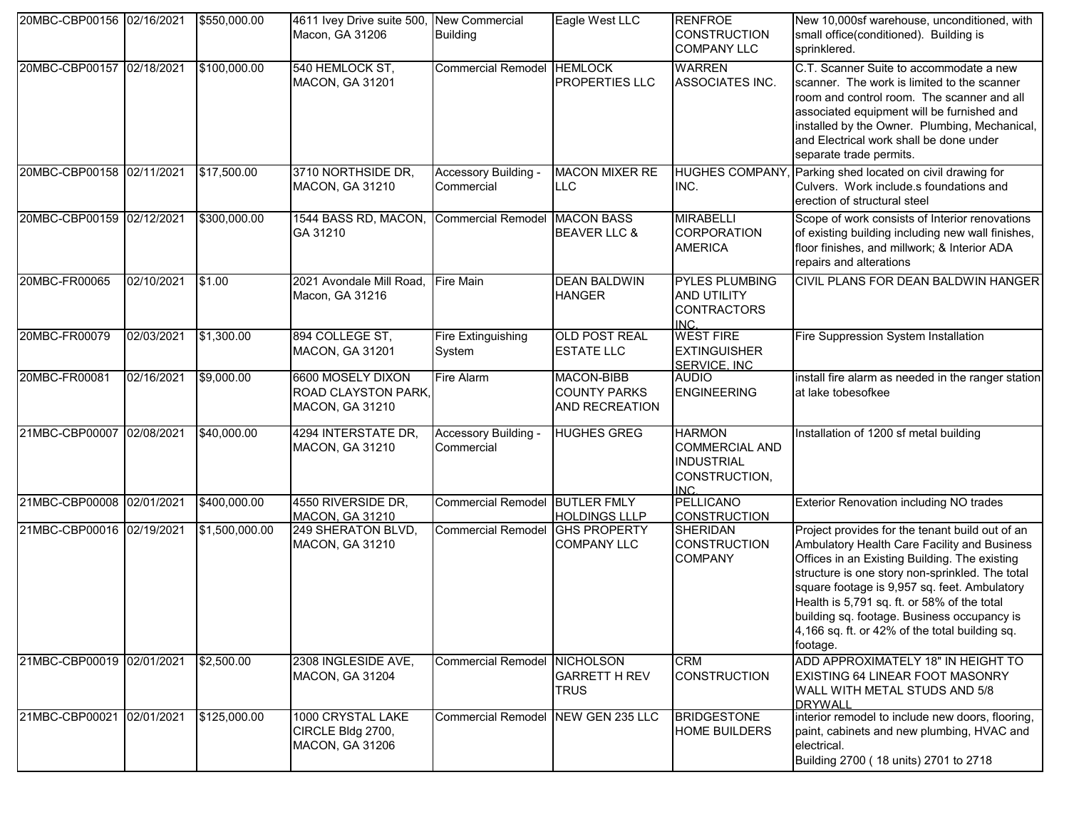| | | | | | | | |
|---|---|---|---|---|---|---|---|
| 20MBC-CBP00156 | 02/16/2021 | $550,000.00 | 4611 Ivey Drive suite 500, Macon, GA 31206 | New Commercial Building | Eagle West LLC | RENFROE CONSTRUCTION COMPANY LLC | New 10,000sf warehouse, unconditioned, with small office(conditioned). Building is sprinklered. |
| 20MBC-CBP00157 | 02/18/2021 | $100,000.00 | 540 HEMLOCK ST, MACON, GA 31201 | Commercial Remodel | HEMLOCK PROPERTIES LLC | WARREN ASSOCIATES INC. | C.T. Scanner Suite to accommodate a new scanner. The work is limited to the scanner room and control room. The scanner and all associated equipment will be furnished and installed by the Owner. Plumbing, Mechanical, and Electrical work shall be done under separate trade permits. |
| 20MBC-CBP00158 | 02/11/2021 | $17,500.00 | 3710 NORTHSIDE DR, MACON, GA 31210 | Accessory Building - Commercial | MACON MIXER RE LLC | HUGHES COMPANY, INC. | Parking shed located on civil drawing for Culvers. Work include.s foundations and erection of structural steel |
| 20MBC-CBP00159 | 02/12/2021 | $300,000.00 | 1544 BASS RD, MACON, GA 31210 | Commercial Remodel | MACON BASS BEAVER LLC & | MIRABELLI CORPORATION AMERICA | Scope of work consists of Interior renovations of existing building including new wall finishes, floor finishes, and millwork; & Interior ADA repairs and alterations |
| 20MBC-FR00065 | 02/10/2021 | $1.00 | 2021 Avondale Mill Road, Macon, GA 31216 | Fire Main | DEAN BALDWIN HANGER | PYLES PLUMBING AND UTILITY CONTRACTORS INC. | CIVIL PLANS FOR DEAN BALDWIN HANGER |
| 20MBC-FR00079 | 02/03/2021 | $1,300.00 | 894 COLLEGE ST, MACON, GA 31201 | Fire Extinguishing System | OLD POST REAL ESTATE LLC | WEST FIRE EXTINGUISHER SERVICE, INC | Fire Suppression System Installation |
| 20MBC-FR00081 | 02/16/2021 | $9,000.00 | 6600 MOSELY DIXON ROAD CLAYSTON PARK, MACON, GA 31210 | Fire Alarm | MACON-BIBB COUNTY PARKS AND RECREATION | AUDIO ENGINEERING | install fire alarm as needed in the ranger station at lake tobesofkee |
| 21MBC-CBP00007 | 02/08/2021 | $40,000.00 | 4294 INTERSTATE DR, MACON, GA 31210 | Accessory Building - Commercial | HUGHES GREG | HARMON COMMERCIAL AND INDUSTRIAL CONSTRUCTION, INC. | Installation of 1200 sf metal building |
| 21MBC-CBP00008 | 02/01/2021 | $400,000.00 | 4550 RIVERSIDE DR, MACON, GA 31210 | Commercial Remodel | BUTLER FMLY HOLDINGS LLLP | PELLICANO CONSTRUCTION | Exterior Renovation including NO trades |
| 21MBC-CBP00016 | 02/19/2021 | $1,500,000.00 | 249 SHERATON BLVD, MACON, GA 31210 | Commercial Remodel | GHS PROPERTY COMPANY LLC | SHERIDAN CONSTRUCTION COMPANY | Project provides for the tenant build out of an Ambulatory Health Care Facility and Business Offices in an Existing Building. The existing structure is one story non-sprinkled. The total square footage is 9,957 sq. feet. Ambulatory Health is 5,791 sq. ft. or 58% of the total building sq. footage. Business occupancy is 4,166 sq. ft. or 42% of the total building sq. footage. |
| 21MBC-CBP00019 | 02/01/2021 | $2,500.00 | 2308 INGLESIDE AVE, MACON, GA 31204 | Commercial Remodel | NICHOLSON GARRETT H REV TRUS | CRM CONSTRUCTION | ADD APPROXIMATELY 18" IN HEIGHT TO EXISTING 64 LINEAR FOOT MASONRY WALL WITH METAL STUDS AND 5/8 DRYWALL |
| 21MBC-CBP00021 | 02/01/2021 | $125,000.00 | 1000 CRYSTAL LAKE CIRCLE Bldg 2700, MACON, GA 31206 | Commercial Remodel | NEW GEN 235 LLC | BRIDGESTONE HOME BUILDERS | interior remodel to include new doors, flooring, paint, cabinets and new plumbing, HVAC and electrical. Building 2700 ( 18 units) 2701 to 2718 |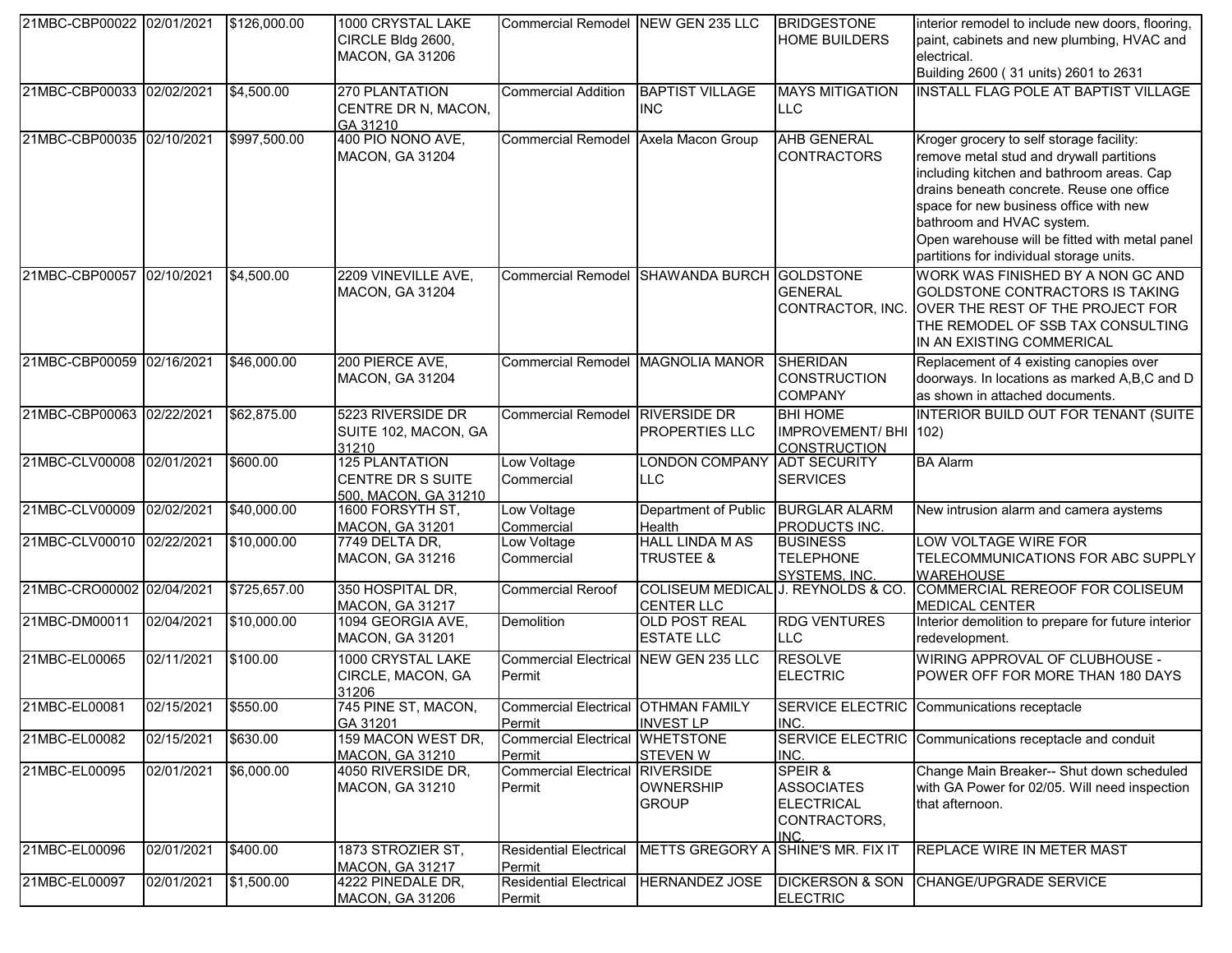| | | | | | | | |
|---|---|---|---|---|---|---|---|
| 21MBC-CBP00022 | 02/01/2021 | $126,000.00 | 1000 CRYSTAL LAKE CIRCLE Bldg 2600, MACON, GA 31206 | Commercial Remodel | NEW GEN 235 LLC | BRIDGESTONE HOME BUILDERS | interior remodel to include new doors, flooring, paint, cabinets and new plumbing, HVAC and electrical. Building 2600 ( 31 units) 2601 to 2631 |
| 21MBC-CBP00033 | 02/02/2021 | $4,500.00 | 270 PLANTATION CENTRE DR N, MACON, GA 31210 | Commercial Addition | BAPTIST VILLAGE INC | MAYS MITIGATION LLC | INSTALL FLAG POLE AT BAPTIST VILLAGE |
| 21MBC-CBP00035 | 02/10/2021 | $997,500.00 | 400 PIO NONO AVE, MACON, GA 31204 | Commercial Remodel | Axela Macon Group | AHB GENERAL CONTRACTORS | Kroger grocery to self storage facility: remove metal stud and drywall partitions including kitchen and bathroom areas. Cap drains beneath concrete. Reuse one office space for new business office with new bathroom and HVAC system. Open warehouse will be fitted with metal panel partitions for individual storage units. |
| 21MBC-CBP00057 | 02/10/2021 | $4,500.00 | 2209 VINEVILLE AVE, MACON, GA 31204 | Commercial Remodel | SHAWANDA BURCH | GOLDSTONE GENERAL CONTRACTOR, INC. | WORK WAS FINISHED BY A NON GC AND GOLDSTONE CONTRACTORS IS TAKING OVER THE REST OF THE PROJECT FOR THE REMODEL OF SSB TAX CONSULTING IN AN EXISTING COMMERICAL |
| 21MBC-CBP00059 | 02/16/2021 | $46,000.00 | 200 PIERCE AVE, MACON, GA 31204 | Commercial Remodel | MAGNOLIA MANOR | SHERIDAN CONSTRUCTION COMPANY | Replacement of 4 existing canopies over doorways. In locations as marked A,B,C and D as shown in attached documents. |
| 21MBC-CBP00063 | 02/22/2021 | $62,875.00 | 5223 RIVERSIDE DR SUITE 102, MACON, GA 31210 | Commercial Remodel | RIVERSIDE DR PROPERTIES LLC | BHI HOME IMPROVEMENT/ BHI CONSTRUCTION | INTERIOR BUILD OUT FOR TENANT (SUITE 102) |
| 21MBC-CLV00008 | 02/01/2021 | $600.00 | 125 PLANTATION CENTRE DR S SUITE 500, MACON, GA 31210 | Low Voltage Commercial | LONDON COMPANY LLC | ADT SECURITY SERVICES | BA Alarm |
| 21MBC-CLV00009 | 02/02/2021 | $40,000.00 | 1600 FORSYTH ST, MACON, GA 31201 | Low Voltage Commercial | Department of Public Health | BURGLAR ALARM PRODUCTS INC. | New intrusion alarm and camera aystems |
| 21MBC-CLV00010 | 02/22/2021 | $10,000.00 | 7749 DELTA DR, MACON, GA 31216 | Low Voltage Commercial | HALL LINDA M AS TRUSTEE & | BUSINESS TELEPHONE SYSTEMS, INC. | LOW VOLTAGE WIRE FOR TELECOMMUNICATIONS FOR ABC SUPPLY WAREHOUSE |
| 21MBC-CRO00002 | 02/04/2021 | $725,657.00 | 350 HOSPITAL DR, MACON, GA 31217 | Commercial Reroof | COLISEUM MEDICAL CENTER LLC | J. REYNOLDS & CO. | COMMERCIAL REREOOF FOR COLISEUM MEDICAL CENTER |
| 21MBC-DM00011 | 02/04/2021 | $10,000.00 | 1094 GEORGIA AVE, MACON, GA 31201 | Demolition | OLD POST REAL ESTATE LLC | RDG VENTURES LLC | Interior demolition to prepare for future interior redevelopment. |
| 21MBC-EL00065 | 02/11/2021 | $100.00 | 1000 CRYSTAL LAKE CIRCLE, MACON, GA 31206 | Commercial Electrical Permit | NEW GEN 235 LLC | RESOLVE ELECTRIC | WIRING APPROVAL OF CLUBHOUSE - POWER OFF FOR MORE THAN 180 DAYS |
| 21MBC-EL00081 | 02/15/2021 | $550.00 | 745 PINE ST, MACON, GA 31201 | Commercial Electrical Permit | OTHMAN FAMILY INVEST LP | SERVICE ELECTRIC INC. | Communications receptacle |
| 21MBC-EL00082 | 02/15/2021 | $630.00 | 159 MACON WEST DR, MACON, GA 31210 | Commercial Electrical Permit | WHETSTONE STEVEN W | SERVICE ELECTRIC INC. | Communications receptacle and conduit |
| 21MBC-EL00095 | 02/01/2021 | $6,000.00 | 4050 RIVERSIDE DR, MACON, GA 31210 | Commercial Electrical Permit | RIVERSIDE OWNERSHIP GROUP | SPEIR & ASSOCIATES ELECTRICAL CONTRACTORS, INC. | Change Main Breaker-- Shut down scheduled with GA Power for 02/05. Will need inspection that afternoon. |
| 21MBC-EL00096 | 02/01/2021 | $400.00 | 1873 STROZIER ST, MACON, GA 31217 | Residential Electrical Permit | METTS GREGORY A | SHINE'S MR. FIX IT | REPLACE WIRE IN METER MAST |
| 21MBC-EL00097 | 02/01/2021 | $1,500.00 | 4222 PINEDALE DR, MACON, GA 31206 | Residential Electrical Permit | HERNANDEZ JOSE | DICKERSON & SON ELECTRIC | CHANGE/UPGRADE SERVICE |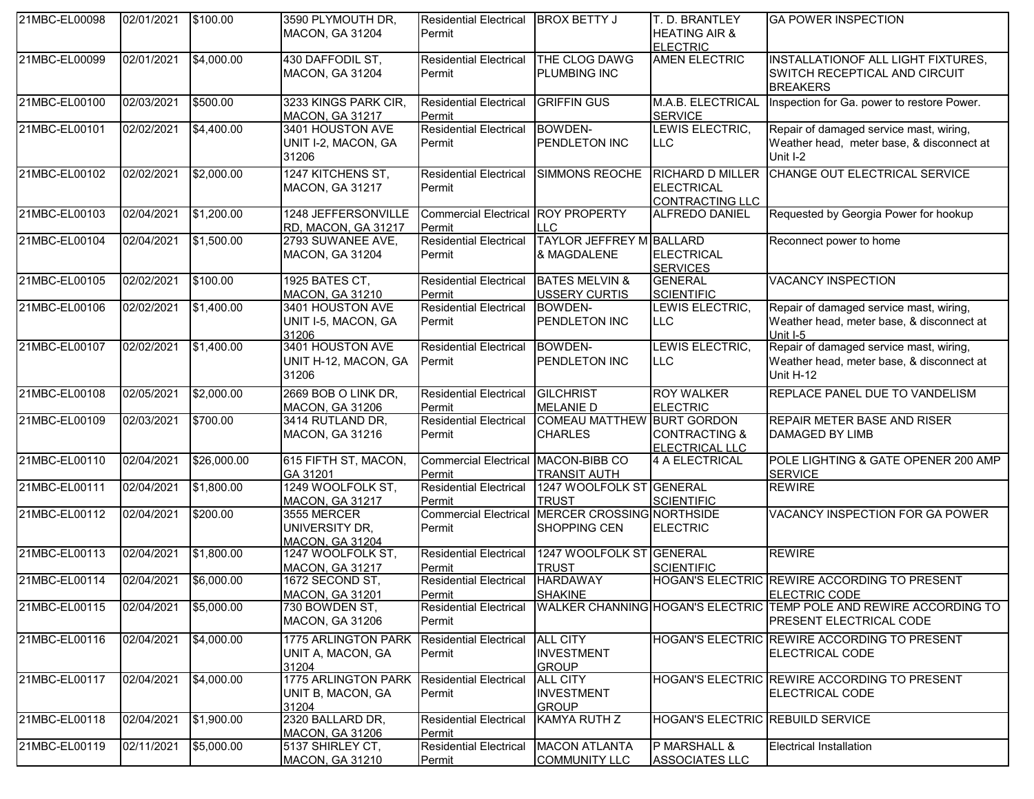| 21MBC-EL00098 | 02/01/2021 | $100.00 | 3590 PLYMOUTH DR, MACON, GA 31204 | Residential Electrical Permit | BROX BETTY J | T. D. BRANTLEY HEATING AIR & ELECTRIC | GA POWER INSPECTION |
|---|---|---|---|---|---|---|---|
| 21MBC-EL00099 | 02/01/2021 | $4,000.00 | 430 DAFFODIL ST, MACON, GA 31204 | Residential Electrical Permit | THE CLOG DAWG PLUMBING INC | AMEN ELECTRIC | INSTALLATIONOF ALL LIGHT FIXTURES, SWITCH RECEPTICAL AND CIRCUIT BREAKERS |
| 21MBC-EL00100 | 02/03/2021 | $500.00 | 3233 KINGS PARK CIR, MACON, GA 31217 | Residential Electrical Permit | GRIFFIN GUS | M.A.B. ELECTRICAL SERVICE | Inspection for Ga. power to restore Power. |
| 21MBC-EL00101 | 02/02/2021 | $4,400.00 | 3401 HOUSTON AVE UNIT I-2, MACON, GA 31206 | Residential Electrical Permit | BOWDEN-PENDLETON INC | LEWIS ELECTRIC, LLC | Repair of damaged service mast, wiring, Weather head, meter base, & disconnect at Unit I-2 |
| 21MBC-EL00102 | 02/02/2021 | $2,000.00 | 1247 KITCHENS ST, MACON, GA 31217 | Residential Electrical Permit | SIMMONS REOCHE | RICHARD D MILLER ELECTRICAL CONTRACTING LLC | CHANGE OUT ELECTRICAL SERVICE |
| 21MBC-EL00103 | 02/04/2021 | $1,200.00 | 1248 JEFFERSONVILLE RD, MACON, GA 31217 | Commercial Electrical Permit | ROY PROPERTY LLC | ALFREDO DANIEL | Requested by Georgia Power for hookup |
| 21MBC-EL00104 | 02/04/2021 | $1,500.00 | 2793 SUWANEE AVE, MACON, GA 31204 | Residential Electrical Permit | TAYLOR JEFFREY M & MAGDALENE | BALLARD ELECTRICAL SERVICES | Reconnect power to home |
| 21MBC-EL00105 | 02/02/2021 | $100.00 | 1925 BATES CT, MACON, GA 31210 | Residential Electrical Permit | BATES MELVIN & USSERY CURTIS | GENERAL SCIENTIFIC | VACANCY INSPECTION |
| 21MBC-EL00106 | 02/02/2021 | $1,400.00 | 3401 HOUSTON AVE UNIT I-5, MACON, GA 31206 | Residential Electrical Permit | BOWDEN-PENDLETON INC | LEWIS ELECTRIC, LLC | Repair of damaged service mast, wiring, Weather head, meter base, & disconnect at Unit I-5 |
| 21MBC-EL00107 | 02/02/2021 | $1,400.00 | 3401 HOUSTON AVE UNIT H-12, MACON, GA 31206 | Residential Electrical Permit | BOWDEN-PENDLETON INC | LEWIS ELECTRIC, LLC | Repair of damaged service mast, wiring, Weather head, meter base, & disconnect at Unit H-12 |
| 21MBC-EL00108 | 02/05/2021 | $2,000.00 | 2669 BOB O LINK DR, MACON, GA 31206 | Residential Electrical Permit | GILCHRIST MELANIE D | ROY WALKER ELECTRIC | REPLACE PANEL DUE TO VANDELISM |
| 21MBC-EL00109 | 02/03/2021 | $700.00 | 3414 RUTLAND DR, MACON, GA 31216 | Residential Electrical Permit | COMEAU MATTHEW CHARLES | BURT GORDON CONTRACTING & ELECTRICAL LLC | REPAIR METER BASE AND RISER DAMAGED BY LIMB |
| 21MBC-EL00110 | 02/04/2021 | $26,000.00 | 615 FIFTH ST, MACON, GA 31201 | Commercial Electrical Permit | MACON-BIBB CO TRANSIT AUTH | 4 A ELECTRICAL | POLE LIGHTING & GATE OPENER 200 AMP SERVICE |
| 21MBC-EL00111 | 02/04/2021 | $1,800.00 | 1249 WOOLFOLK ST, MACON, GA 31217 | Residential Electrical Permit | 1247 WOOLFOLK ST TRUST | GENERAL SCIENTIFIC | REWIRE |
| 21MBC-EL00112 | 02/04/2021 | $200.00 | 3555 MERCER UNIVERSITY DR, MACON, GA 31204 | Commercial Electrical Permit | MERCER CROSSING SHOPPING CEN | NORTHSIDE ELECTRIC | VACANCY INSPECTION FOR GA POWER |
| 21MBC-EL00113 | 02/04/2021 | $1,800.00 | 1247 WOOLFOLK ST, MACON, GA 31217 | Residential Electrical Permit | 1247 WOOLFOLK ST TRUST | GENERAL SCIENTIFIC | REWIRE |
| 21MBC-EL00114 | 02/04/2021 | $6,000.00 | 1672 SECOND ST, MACON, GA 31201 | Residential Electrical Permit | HARDAWAY SHAKINE | HOGAN'S ELECTRIC | REWIRE ACCORDING TO PRESENT ELECTRIC CODE |
| 21MBC-EL00115 | 02/04/2021 | $5,000.00 | 730 BOWDEN ST, MACON, GA 31206 | Residential Electrical Permit | WALKER CHANNING | HOGAN'S ELECTRIC | TEMP POLE AND REWIRE ACCORDING TO PRESENT ELECTRICAL CODE |
| 21MBC-EL00116 | 02/04/2021 | $4,000.00 | 1775 ARLINGTON PARK UNIT A, MACON, GA 31204 | Residential Electrical Permit | ALL CITY INVESTMENT GROUP | HOGAN'S ELECTRIC | REWIRE ACCORDING TO PRESENT ELECTRICAL CODE |
| 21MBC-EL00117 | 02/04/2021 | $4,000.00 | 1775 ARLINGTON PARK UNIT B, MACON, GA 31204 | Residential Electrical Permit | ALL CITY INVESTMENT GROUP | HOGAN'S ELECTRIC | REWIRE ACCORDING TO PRESENT ELECTRICAL CODE |
| 21MBC-EL00118 | 02/04/2021 | $1,900.00 | 2320 BALLARD DR, MACON, GA 31206 | Residential Electrical Permit | KAMYA RUTH Z | HOGAN'S ELECTRIC | REBUILD SERVICE |
| 21MBC-EL00119 | 02/11/2021 | $5,000.00 | 5137 SHIRLEY CT, MACON, GA 31210 | Residential Electrical Permit | MACON ATLANTA COMMUNITY LLC | P MARSHALL & ASSOCIATES LLC | Electrical Installation |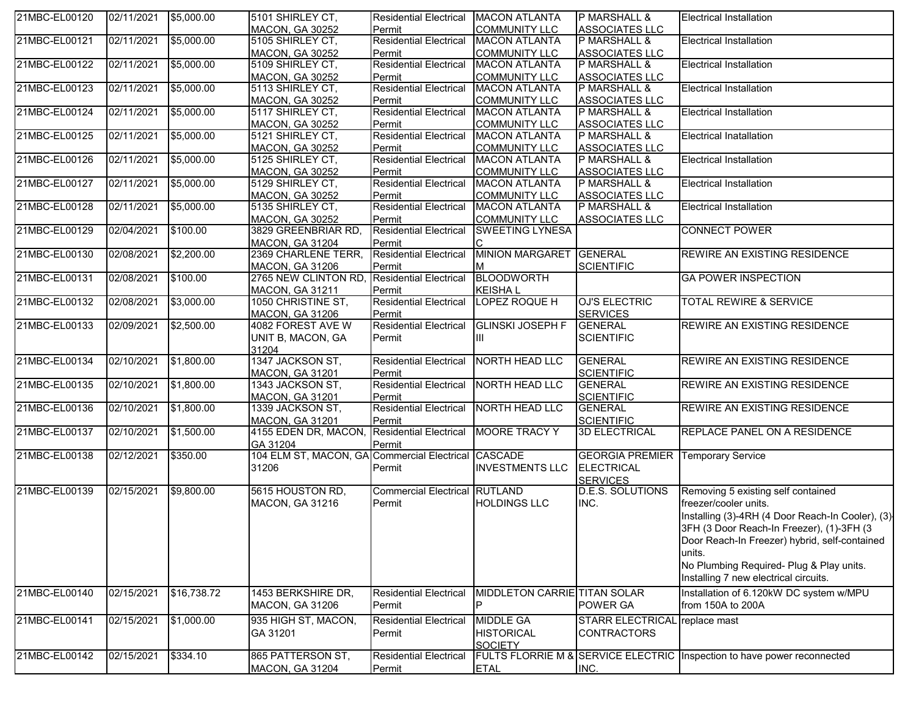| | | | | | | | |
|---|---|---|---|---|---|---|---|
| 21MBC-EL00120 | 02/11/2021 | $5,000.00 | 5101 SHIRLEY CT, MACON, GA 30252 | Residential Electrical Permit | MACON ATLANTA COMMUNITY LLC | P MARSHALL & ASSOCIATES LLC | Electrical Installation |
| 21MBC-EL00121 | 02/11/2021 | $5,000.00 | 5105 SHIRLEY CT, MACON, GA 30252 | Residential Electrical Permit | MACON ATLANTA COMMUNITY LLC | P MARSHALL & ASSOCIATES LLC | Electrical Installation |
| 21MBC-EL00122 | 02/11/2021 | $5,000.00 | 5109 SHIRLEY CT, MACON, GA 30252 | Residential Electrical Permit | MACON ATLANTA COMMUNITY LLC | P MARSHALL & ASSOCIATES LLC | Electrical Installation |
| 21MBC-EL00123 | 02/11/2021 | $5,000.00 | 5113 SHIRLEY CT, MACON, GA 30252 | Residential Electrical Permit | MACON ATLANTA COMMUNITY LLC | P MARSHALL & ASSOCIATES LLC | Electrical Installation |
| 21MBC-EL00124 | 02/11/2021 | $5,000.00 | 5117 SHIRLEY CT, MACON, GA 30252 | Residential Electrical Permit | MACON ATLANTA COMMUNITY LLC | P MARSHALL & ASSOCIATES LLC | Electrical Installation |
| 21MBC-EL00125 | 02/11/2021 | $5,000.00 | 5121 SHIRLEY CT, MACON, GA 30252 | Residential Electrical Permit | MACON ATLANTA COMMUNITY LLC | P MARSHALL & ASSOCIATES LLC | Electrical Inatallation |
| 21MBC-EL00126 | 02/11/2021 | $5,000.00 | 5125 SHIRLEY CT, MACON, GA 30252 | Residential Electrical Permit | MACON ATLANTA COMMUNITY LLC | P MARSHALL & ASSOCIATES LLC | Electrical Installation |
| 21MBC-EL00127 | 02/11/2021 | $5,000.00 | 5129 SHIRLEY CT, MACON, GA 30252 | Residential Electrical Permit | MACON ATLANTA COMMUNITY LLC | P MARSHALL & ASSOCIATES LLC | Electrical Installation |
| 21MBC-EL00128 | 02/11/2021 | $5,000.00 | 5135 SHIRLEY CT, MACON, GA 30252 | Residential Electrical Permit | MACON ATLANTA COMMUNITY LLC | P MARSHALL & ASSOCIATES LLC | Electrical Installation |
| 21MBC-EL00129 | 02/04/2021 | $100.00 | 3829 GREENBRIAR RD, MACON, GA 31204 | Residential Electrical Permit | SWEETING LYNESA C | | CONNECT POWER |
| 21MBC-EL00130 | 02/08/2021 | $2,200.00 | 2369 CHARLENE TERR, MACON, GA 31206 | Residential Electrical Permit | MINION MARGARET M | GENERAL SCIENTIFIC | REWIRE AN EXISTING RESIDENCE |
| 21MBC-EL00131 | 02/08/2021 | $100.00 | 2765 NEW CLINTON RD, MACON, GA 31211 | Residential Electrical Permit | BLOODWORTH KEISHA L | | GA POWER INSPECTION |
| 21MBC-EL00132 | 02/08/2021 | $3,000.00 | 1050 CHRISTINE ST, MACON, GA 31206 | Residential Electrical Permit | LOPEZ ROQUE H | OJ'S ELECTRIC SERVICES | TOTAL REWIRE & SERVICE |
| 21MBC-EL00133 | 02/09/2021 | $2,500.00 | 4082 FOREST AVE W UNIT B, MACON, GA 31204 | Residential Electrical Permit | GLINSKI JOSEPH F III | GENERAL SCIENTIFIC | REWIRE AN EXISTING RESIDENCE |
| 21MBC-EL00134 | 02/10/2021 | $1,800.00 | 1347 JACKSON ST, MACON, GA 31201 | Residential Electrical Permit | NORTH HEAD LLC | GENERAL SCIENTIFIC | REWIRE AN EXISTING RESIDENCE |
| 21MBC-EL00135 | 02/10/2021 | $1,800.00 | 1343 JACKSON ST, MACON, GA 31201 | Residential Electrical Permit | NORTH HEAD LLC | GENERAL SCIENTIFIC | REWIRE AN EXISTING RESIDENCE |
| 21MBC-EL00136 | 02/10/2021 | $1,800.00 | 1339 JACKSON ST, MACON, GA 31201 | Residential Electrical Permit | NORTH HEAD LLC | GENERAL SCIENTIFIC | REWIRE AN EXISTING RESIDENCE |
| 21MBC-EL00137 | 02/10/2021 | $1,500.00 | 4155 EDEN DR, MACON, GA 31204 | Residential Electrical Permit | MOORE TRACY Y | 3D ELECTRICAL | REPLACE PANEL ON A RESIDENCE |
| 21MBC-EL00138 | 02/12/2021 | $350.00 | 104 ELM ST, MACON, GA 31206 | Commercial Electrical Permit | CASCADE INVESTMENTS LLC | GEORGIA PREMIER ELECTRICAL SERVICES | Temporary Service |
| 21MBC-EL00139 | 02/15/2021 | $9,800.00 | 5615 HOUSTON RD, MACON, GA 31216 | Commercial Electrical Permit | RUTLAND HOLDINGS LLC | D.E.S. SOLUTIONS INC. | Removing 5 existing self contained freezer/cooler units. Installing (3)-4RH (4 Door Reach-In Cooler), (3)-3FH (3 Door Reach-In Freezer), (1)-3FH (3 Door Reach-In Freezer) hybrid, self-contained units. No Plumbing Required- Plug & Play units. Installing 7 new electrical circuits. |
| 21MBC-EL00140 | 02/15/2021 | $16,738.72 | 1453 BERKSHIRE DR, MACON, GA 31206 | Residential Electrical Permit | MIDDLETON CARRIE P | TITAN SOLAR POWER GA | Installation of 6.120kW DC system w/MPU from 150A to 200A |
| 21MBC-EL00141 | 02/15/2021 | $1,000.00 | 935 HIGH ST, MACON, GA 31201 | Residential Electrical Permit | MIDDLE GA HISTORICAL SOCIETY | STARR ELECTRICAL CONTRACTORS | replace mast |
| 21MBC-EL00142 | 02/15/2021 | $334.10 | 865 PATTERSON ST, MACON, GA 31204 | Residential Electrical Permit | FULTS FLORRIE M & ETAL | SERVICE ELECTRIC INC. | Inspection to have power reconnected |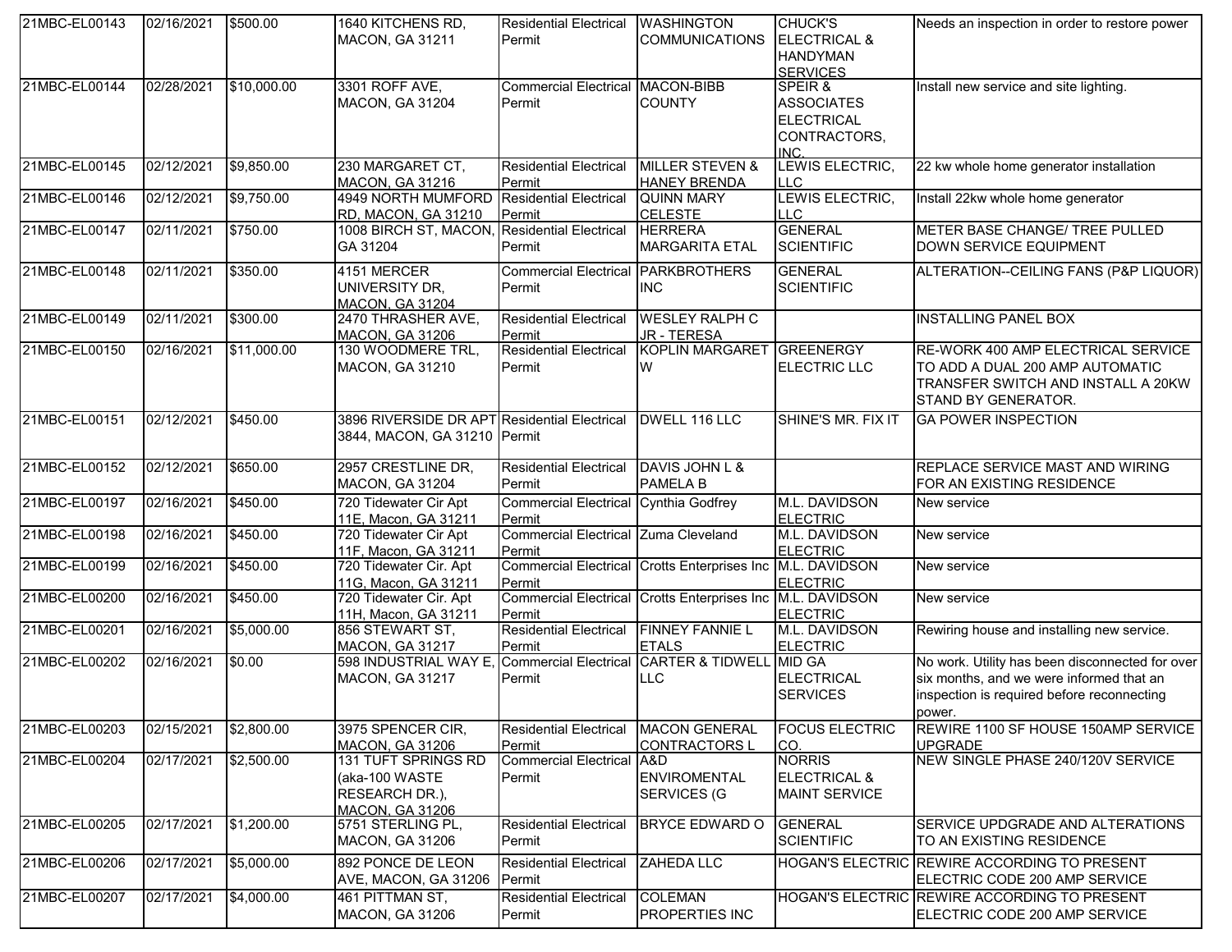| | | | | | | | |
|---|---|---|---|---|---|---|---|
| 21MBC-EL00143 | 02/16/2021 | $500.00 | 1640 KITCHENS RD, MACON, GA 31211 | Residential Electrical Permit | WASHINGTON COMMUNICATIONS | CHUCK'S ELECTRICAL & HANDYMAN SERVICES | Needs an inspection in order to restore power |
| 21MBC-EL00144 | 02/28/2021 | $10,000.00 | 3301 ROFF AVE, MACON, GA 31204 | Commercial Electrical Permit | MACON-BIBB COUNTY | SPEIR & ASSOCIATES ELECTRICAL CONTRACTORS, INC. | Install new service and site lighting. |
| 21MBC-EL00145 | 02/12/2021 | $9,850.00 | 230 MARGARET CT, MACON, GA 31216 | Residential Electrical Permit | MILLER STEVEN & HANEY BRENDA | LEWIS ELECTRIC, LLC | 22 kw whole home generator installation |
| 21MBC-EL00146 | 02/12/2021 | $9,750.00 | 4949 NORTH MUMFORD RD, MACON, GA 31210 | Residential Electrical Permit | QUINN MARY CELESTE | LEWIS ELECTRIC, LLC | Install 22kw whole home generator |
| 21MBC-EL00147 | 02/11/2021 | $750.00 | 1008 BIRCH ST, MACON, GA 31204 | Residential Electrical Permit | HERRERA MARGARITA ETAL | GENERAL SCIENTIFIC | METER BASE CHANGE/ TREE PULLED DOWN SERVICE EQUIPMENT |
| 21MBC-EL00148 | 02/11/2021 | $350.00 | 4151 MERCER UNIVERSITY DR, MACON, GA 31204 | Commercial Electrical Permit | PARKBROTHERS INC | GENERAL SCIENTIFIC | ALTERATION--CEILING FANS (P&P LIQUOR) |
| 21MBC-EL00149 | 02/11/2021 | $300.00 | 2470 THRASHER AVE, MACON, GA 31206 | Residential Electrical Permit | WESLEY RALPH C JR - TERESA | | INSTALLING PANEL BOX |
| 21MBC-EL00150 | 02/16/2021 | $11,000.00 | 130 WOODMERE TRL, MACON, GA 31210 | Residential Electrical Permit | KOPLIN MARGARET W | GREENERGY ELECTRIC LLC | RE-WORK 400 AMP ELECTRICAL SERVICE TO ADD A DUAL 200 AMP AUTOMATIC TRANSFER SWITCH AND INSTALL A 20KW STAND BY GENERATOR. |
| 21MBC-EL00151 | 02/12/2021 | $450.00 | 3896 RIVERSIDE DR APT 3844, MACON, GA 31210 | Residential Electrical Permit | DWELL 116 LLC | SHINE'S MR. FIX IT | GA POWER INSPECTION |
| 21MBC-EL00152 | 02/12/2021 | $650.00 | 2957 CRESTLINE DR, MACON, GA 31204 | Residential Electrical Permit | DAVIS JOHN L & PAMELA B | | REPLACE SERVICE MAST AND WIRING FOR AN EXISTING RESIDENCE |
| 21MBC-EL00197 | 02/16/2021 | $450.00 | 720 Tidewater Cir Apt 11E, Macon, GA 31211 | Commercial Electrical Permit | Cynthia Godfrey | M.L. DAVIDSON ELECTRIC | New service |
| 21MBC-EL00198 | 02/16/2021 | $450.00 | 720 Tidewater Cir Apt 11F, Macon, GA 31211 | Commercial Electrical Permit | Zuma Cleveland | M.L. DAVIDSON ELECTRIC | New service |
| 21MBC-EL00199 | 02/16/2021 | $450.00 | 720 Tidewater Cir. Apt 11G, Macon, GA 31211 | Commercial Electrical Permit | Crotts Enterprises Inc | M.L. DAVIDSON ELECTRIC | New service |
| 21MBC-EL00200 | 02/16/2021 | $450.00 | 720 Tidewater Cir. Apt 11H, Macon, GA 31211 | Commercial Electrical Permit | Crotts Enterprises Inc | M.L. DAVIDSON ELECTRIC | New service |
| 21MBC-EL00201 | 02/16/2021 | $5,000.00 | 856 STEWART ST, MACON, GA 31217 | Residential Electrical Permit | FINNEY FANNIE L ETALS | M.L. DAVIDSON ELECTRIC | Rewiring house and installing new service. |
| 21MBC-EL00202 | 02/16/2021 | $0.00 | 598 INDUSTRIAL WAY E, MACON, GA 31217 | Commercial Electrical Permit | CARTER & TIDWELL LLC | MID GA ELECTRICAL SERVICES | No work. Utility has been disconnected for over six months, and we were informed that an inspection is required before reconnecting power. |
| 21MBC-EL00203 | 02/15/2021 | $2,800.00 | 3975 SPENCER CIR, MACON, GA 31206 | Residential Electrical Permit | MACON GENERAL CONTRACTORS L | FOCUS ELECTRIC CO. | REWIRE 1100 SF HOUSE 150AMP SERVICE UPGRADE |
| 21MBC-EL00204 | 02/17/2021 | $2,500.00 | 131 TUFT SPRINGS RD (aka-100 WASTE RESEARCH DR.), MACON, GA 31206 | Commercial Electrical Permit | A&D ENVIROMENTAL SERVICES (G | NORRIS ELECTRICAL & MAINT SERVICE | NEW SINGLE PHASE 240/120V SERVICE |
| 21MBC-EL00205 | 02/17/2021 | $1,200.00 | 5751 STERLING PL, MACON, GA 31206 | Residential Electrical Permit | BRYCE EDWARD O | GENERAL SCIENTIFIC | SERVICE UPDGRADE AND ALTERATIONS TO AN EXISTING RESIDENCE |
| 21MBC-EL00206 | 02/17/2021 | $5,000.00 | 892 PONCE DE LEON AVE, MACON, GA 31206 | Residential Electrical Permit | ZAHEDA LLC | HOGAN'S ELECTRIC | REWIRE ACCORDING TO PRESENT ELECTRIC CODE 200 AMP SERVICE |
| 21MBC-EL00207 | 02/17/2021 | $4,000.00 | 461 PITTMAN ST, MACON, GA 31206 | Residential Electrical Permit | COLEMAN PROPERTIES INC | HOGAN'S ELECTRIC | REWIRE ACCORDING TO PRESENT ELECTRIC CODE 200 AMP SERVICE |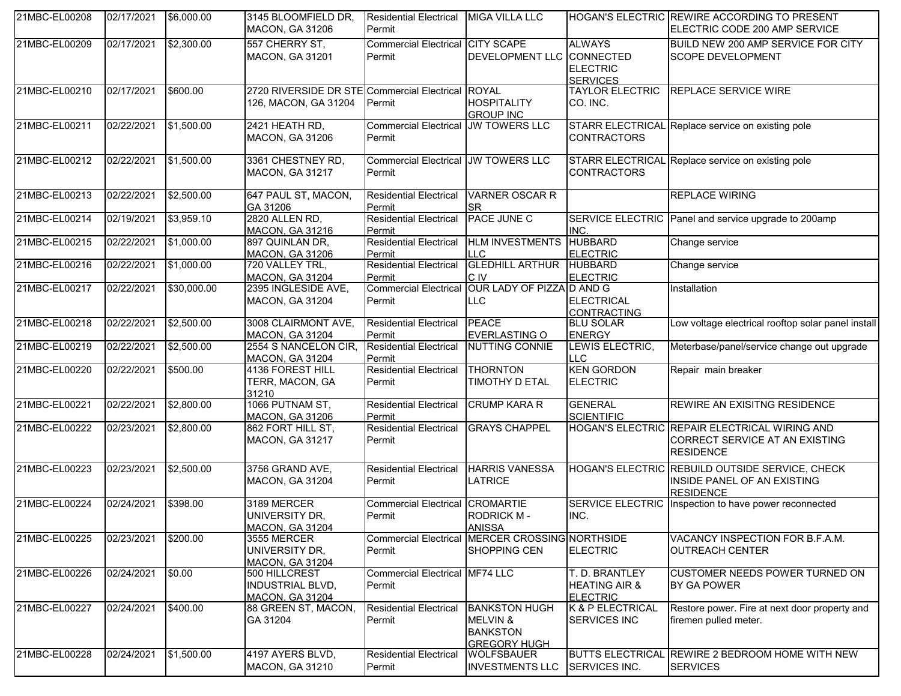| | | | | | | | |
|---|---|---|---|---|---|---|---|
| 21MBC-EL00208 | 02/17/2021 | $6,000.00 | 3145 BLOOMFIELD DR, MACON, GA 31206 | Residential Electrical Permit | MIGA VILLA LLC | HOGAN'S ELECTRIC | REWIRE ACCORDING TO PRESENT ELECTRIC CODE 200 AMP SERVICE |
| 21MBC-EL00209 | 02/17/2021 | $2,300.00 | 557 CHERRY ST, MACON, GA 31201 | Commercial Electrical Permit | CITY SCAPE DEVELOPMENT LLC | ALWAYS CONNECTED ELECTRIC SERVICES | BUILD NEW 200 AMP SERVICE FOR CITY SCOPE DEVELOPMENT |
| 21MBC-EL00210 | 02/17/2021 | $600.00 | 2720 RIVERSIDE DR STE 126, MACON, GA 31204 | Commercial Electrical Permit | ROYAL HOSPITALITY GROUP INC | TAYLOR ELECTRIC CO. INC. | REPLACE SERVICE WIRE |
| 21MBC-EL00211 | 02/22/2021 | $1,500.00 | 2421 HEATH RD, MACON, GA 31206 | Commercial Electrical Permit | JW TOWERS LLC | STARR ELECTRICAL CONTRACTORS | Replace service on existing pole |
| 21MBC-EL00212 | 02/22/2021 | $1,500.00 | 3361 CHESTNEY RD, MACON, GA 31217 | Commercial Electrical Permit | JW TOWERS LLC | STARR ELECTRICAL CONTRACTORS | Replace service on existing pole |
| 21MBC-EL00213 | 02/22/2021 | $2,500.00 | 647 PAUL ST, MACON, GA 31206 | Residential Electrical Permit | VARNER OSCAR R SR | | REPLACE WIRING |
| 21MBC-EL00214 | 02/19/2021 | $3,959.10 | 2820 ALLEN RD, MACON, GA 31216 | Residential Electrical Permit | PACE JUNE C | SERVICE ELECTRIC INC. | Panel and service upgrade to 200amp |
| 21MBC-EL00215 | 02/22/2021 | $1,000.00 | 897 QUINLAN DR, MACON, GA 31206 | Residential Electrical Permit | HLM INVESTMENTS LLC | HUBBARD ELECTRIC | Change service |
| 21MBC-EL00216 | 02/22/2021 | $1,000.00 | 720 VALLEY TRL, MACON, GA 31204 | Residential Electrical Permit | GLEDHILL ARTHUR C IV | HUBBARD ELECTRIC | Change service |
| 21MBC-EL00217 | 02/22/2021 | $30,000.00 | 2395 INGLESIDE AVE, MACON, GA 31204 | Commercial Electrical Permit | OUR LADY OF PIZZA LLC | D AND G ELECTRICAL CONTRACTING | Installation |
| 21MBC-EL00218 | 02/22/2021 | $2,500.00 | 3008 CLAIRMONT AVE, MACON, GA 31204 | Residential Electrical Permit | PEACE EVERLASTING O | BLU SOLAR ENERGY | Low voltage electrical rooftop solar panel install |
| 21MBC-EL00219 | 02/22/2021 | $2,500.00 | 2554 S NANCELON CIR, MACON, GA 31204 | Residential Electrical Permit | NUTTING CONNIE | LEWIS ELECTRIC, LLC | Meterbase/panel/service change out upgrade |
| 21MBC-EL00220 | 02/22/2021 | $500.00 | 4136 FOREST HILL TERR, MACON, GA 31210 | Residential Electrical Permit | THORNTON TIMOTHY D ETAL | KEN GORDON ELECTRIC | Repair main breaker |
| 21MBC-EL00221 | 02/22/2021 | $2,800.00 | 1066 PUTNAM ST, MACON, GA 31206 | Residential Electrical Permit | CRUMP KARA R | GENERAL SCIENTIFIC | REWIRE AN EXISITNG RESIDENCE |
| 21MBC-EL00222 | 02/23/2021 | $2,800.00 | 862 FORT HILL ST, MACON, GA 31217 | Residential Electrical Permit | GRAYS CHAPPEL | HOGAN'S ELECTRIC | REPAIR ELECTRICAL WIRING AND CORRECT SERVICE AT AN EXISTING RESIDENCE |
| 21MBC-EL00223 | 02/23/2021 | $2,500.00 | 3756 GRAND AVE, MACON, GA 31204 | Residential Electrical Permit | HARRIS VANESSA LATRICE | HOGAN'S ELECTRIC | REBUILD OUTSIDE SERVICE, CHECK INSIDE PANEL OF AN EXISTING RESIDENCE |
| 21MBC-EL00224 | 02/24/2021 | $398.00 | 3189 MERCER UNIVERSITY DR, MACON, GA 31204 | Commercial Electrical Permit | CROMARTIE RODRICK M - ANISSA | SERVICE ELECTRIC INC. | Inspection to have power reconnected |
| 21MBC-EL00225 | 02/23/2021 | $200.00 | 3555 MERCER UNIVERSITY DR, MACON, GA 31204 | Commercial Electrical Permit | MERCER CROSSING SHOPPING CEN | NORTHSIDE ELECTRIC | VACANCY INSPECTION FOR B.F.A.M. OUTREACH CENTER |
| 21MBC-EL00226 | 02/24/2021 | $0.00 | 500 HILLCREST INDUSTRIAL BLVD, MACON, GA 31204 | Commercial Electrical Permit | MF74 LLC | T. D. BRANTLEY HEATING AIR & ELECTRIC | CUSTOMER NEEDS POWER TURNED ON BY GA POWER |
| 21MBC-EL00227 | 02/24/2021 | $400.00 | 88 GREEN ST, MACON, GA 31204 | Residential Electrical Permit | BANKSTON HUGH MELVIN & BANKSTON GREGORY HUGH | K & P ELECTRICAL SERVICES INC | Restore power. Fire at next door property and firemen pulled meter. |
| 21MBC-EL00228 | 02/24/2021 | $1,500.00 | 4197 AYERS BLVD, MACON, GA 31210 | Residential Electrical Permit | WOLFSBAUER INVESTMENTS LLC | BUTTS ELECTRICAL SERVICES INC. | REWIRE 2 BEDROOM HOME WITH NEW SERVICES |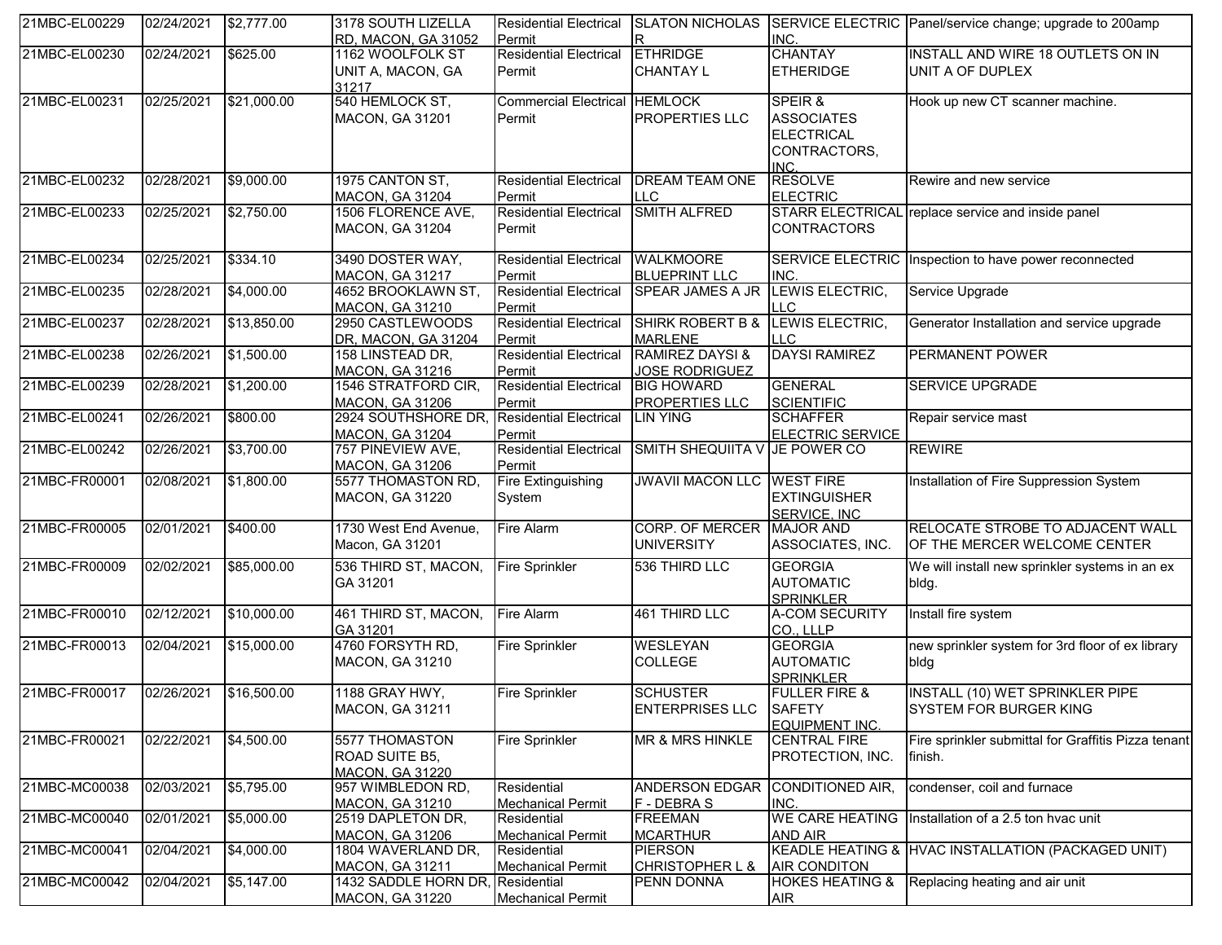| | | | | | | | |
|---|---|---|---|---|---|---|---|
| 21MBC-EL00229 | 02/24/2021 | $2,777.00 | 3178 SOUTH LIZELLA RD, MACON, GA 31052 | Residential Electrical Permit | SLATON NICHOLAS R | SERVICE ELECTRIC INC. | Panel/service change; upgrade to 200amp |
| 21MBC-EL00230 | 02/24/2021 | $625.00 | 1162 WOOLFOLK ST UNIT A, MACON, GA 31217 | Residential Electrical Permit | ETHRIDGE CHANTAY L | CHANTAY ETHERIDGE | INSTALL AND WIRE 18 OUTLETS ON IN UNIT A OF DUPLEX |
| 21MBC-EL00231 | 02/25/2021 | $21,000.00 | 540 HEMLOCK ST, MACON, GA 31201 | Commercial Electrical Permit | HEMLOCK PROPERTIES LLC | SPEIR & ASSOCIATES ELECTRICAL CONTRACTORS, INC. | Hook up new CT scanner machine. |
| 21MBC-EL00232 | 02/28/2021 | $9,000.00 | 1975 CANTON ST, MACON, GA 31204 | Residential Electrical Permit | DREAM TEAM ONE LLC | RESOLVE ELECTRIC | Rewire and new service |
| 21MBC-EL00233 | 02/25/2021 | $2,750.00 | 1506 FLORENCE AVE, MACON, GA 31204 | Residential Electrical Permit | SMITH ALFRED | STARR ELECTRICAL CONTRACTORS | replace service and inside panel |
| 21MBC-EL00234 | 02/25/2021 | $334.10 | 3490 DOSTER WAY, MACON, GA 31217 | Residential Electrical Permit | WALKMOORE BLUEPRINT LLC | SERVICE ELECTRIC INC. | Inspection to have power reconnected |
| 21MBC-EL00235 | 02/28/2021 | $4,000.00 | 4652 BROOKLAWN ST, MACON, GA 31210 | Residential Electrical Permit | SPEAR JAMES A JR | LEWIS ELECTRIC, LLC | Service Upgrade |
| 21MBC-EL00237 | 02/28/2021 | $13,850.00 | 2950 CASTLEWOODS DR, MACON, GA 31204 | Residential Electrical Permit | SHIRK ROBERT B & MARLENE | LEWIS ELECTRIC, LLC | Generator Installation and service upgrade |
| 21MBC-EL00238 | 02/26/2021 | $1,500.00 | 158 LINSTEAD DR, MACON, GA 31216 | Residential Electrical Permit | RAMIREZ DAYSI & JOSE RODRIGUEZ | DAYSI RAMIREZ | PERMANENT POWER |
| 21MBC-EL00239 | 02/28/2021 | $1,200.00 | 1546 STRATFORD CIR, MACON, GA 31206 | Residential Electrical Permit | BIG HOWARD PROPERTIES LLC | GENERAL SCIENTIFIC | SERVICE UPGRADE |
| 21MBC-EL00241 | 02/26/2021 | $800.00 | 2924 SOUTHSHORE DR, MACON, GA 31204 | Residential Electrical Permit | LIN YING | SCHAFFER ELECTRIC SERVICE | Repair service mast |
| 21MBC-EL00242 | 02/26/2021 | $3,700.00 | 757 PINEVIEW AVE, MACON, GA 31206 | Residential Electrical Permit | SMITH SHEQUIITA V | JE POWER CO | REWIRE |
| 21MBC-FR00001 | 02/08/2021 | $1,800.00 | 5577 THOMASTON RD, MACON, GA 31220 | Fire Extinguishing System | JWAVII MACON LLC | WEST FIRE EXTINGUISHER SERVICE, INC | Installation of Fire Suppression System |
| 21MBC-FR00005 | 02/01/2021 | $400.00 | 1730 West End Avenue, Macon, GA 31201 | Fire Alarm | CORP. OF MERCER UNIVERSITY | MAJOR AND ASSOCIATES, INC. | RELOCATE STROBE TO ADJACENT WALL OF THE MERCER WELCOME CENTER |
| 21MBC-FR00009 | 02/02/2021 | $85,000.00 | 536 THIRD ST, MACON, GA 31201 | Fire Sprinkler | 536 THIRD LLC | GEORGIA AUTOMATIC SPRINKLER | We will install new sprinkler systems in an ex bldg. |
| 21MBC-FR00010 | 02/12/2021 | $10,000.00 | 461 THIRD ST, MACON, GA 31201 | Fire Alarm | 461 THIRD LLC | A-COM SECURITY CO., LLLP | Install fire system |
| 21MBC-FR00013 | 02/04/2021 | $15,000.00 | 4760 FORSYTH RD, MACON, GA 31210 | Fire Sprinkler | WESLEYAN COLLEGE | GEORGIA AUTOMATIC SPRINKLER | new sprinkler system for 3rd floor of ex library bldg |
| 21MBC-FR00017 | 02/26/2021 | $16,500.00 | 1188 GRAY HWY, MACON, GA 31211 | Fire Sprinkler | SCHUSTER ENTERPRISES LLC | FULLER FIRE & SAFETY EQUIPMENT INC. | INSTALL (10) WET SPRINKLER PIPE SYSTEM FOR BURGER KING |
| 21MBC-FR00021 | 02/22/2021 | $4,500.00 | 5577 THOMASTON ROAD SUITE B5, MACON, GA 31220 | Fire Sprinkler | MR & MRS HINKLE | CENTRAL FIRE PROTECTION, INC. | Fire sprinkler submittal for Graffitis Pizza tenant finish. |
| 21MBC-MC00038 | 02/03/2021 | $5,795.00 | 957 WIMBLEDON RD, MACON, GA 31210 | Residential Mechanical Permit | ANDERSON EDGAR F - DEBRA S | CONDITIONED AIR, INC. | condenser, coil and furnace |
| 21MBC-MC00040 | 02/01/2021 | $5,000.00 | 2519 DAPLETON DR, MACON, GA 31206 | Residential Mechanical Permit | FREEMAN MCARTHUR | WE CARE HEATING AND AIR | Installation of a 2.5 ton hvac unit |
| 21MBC-MC00041 | 02/04/2021 | $4,000.00 | 1804 WAVERLAND DR, MACON, GA 31211 | Residential Mechanical Permit | PIERSON CHRISTOPHER L & | KEADLE HEATING & AIR CONDITON | HVAC INSTALLATION (PACKAGED UNIT) |
| 21MBC-MC00042 | 02/04/2021 | $5,147.00 | 1432 SADDLE HORN DR, MACON, GA 31220 | Residential Mechanical Permit | PENN DONNA | HOKES HEATING & AIR | Replacing heating and air unit |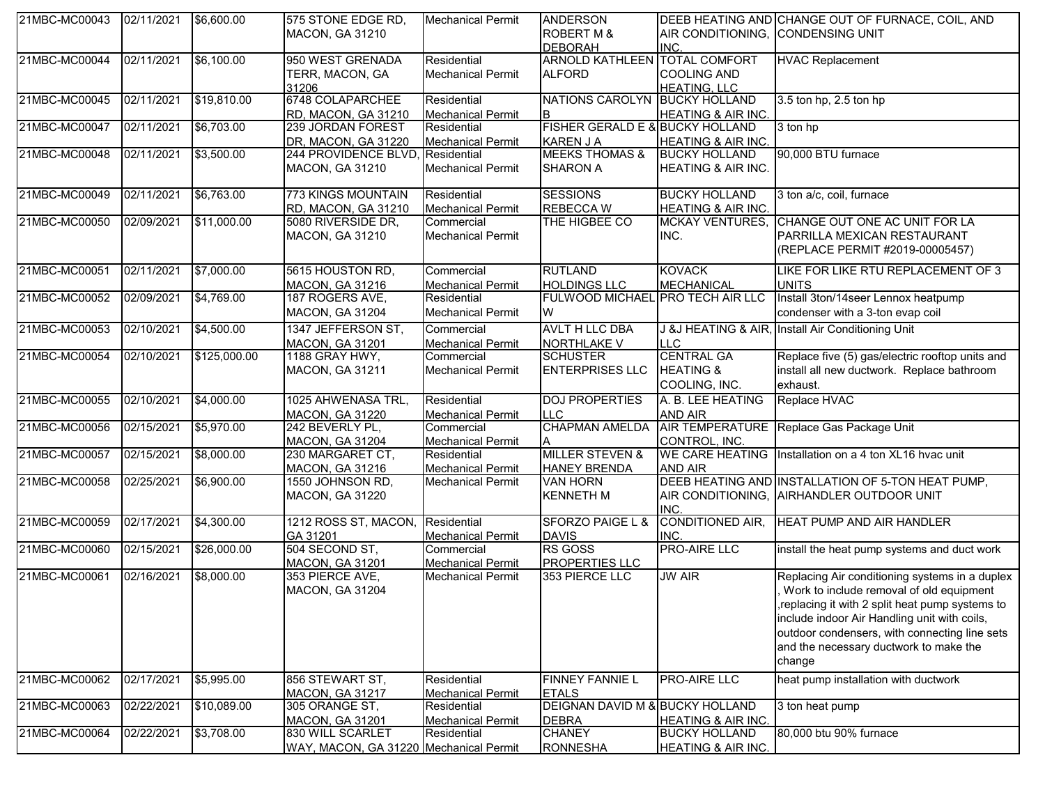| | | | | | | | |
|---|---|---|---|---|---|---|---|
| 21MBC-MC00043 | 02/11/2021 | $6,600.00 | 575 STONE EDGE RD, MACON, GA 31210 | Mechanical Permit | ANDERSON ROBERT M & DEBORAH | DEEB HEATING AND AIR CONDITIONING, INC. | CHANGE OUT OF FURNACE, COIL, AND CONDENSING UNIT |
| 21MBC-MC00044 | 02/11/2021 | $6,100.00 | 950 WEST GRENADA TERR, MACON, GA 31206 | Residential Mechanical Permit | ARNOLD KATHLEEN ALFORD | TOTAL COMFORT COOLING AND HEATING, LLC | HVAC Replacement |
| 21MBC-MC00045 | 02/11/2021 | $19,810.00 | 6748 COLAPARCHEE RD, MACON, GA 31210 | Residential Mechanical Permit | NATIONS CAROLYN B | BUCKY HOLLAND HEATING & AIR INC. | 3.5 ton hp, 2.5 ton hp |
| 21MBC-MC00047 | 02/11/2021 | $6,703.00 | 239 JORDAN FOREST DR, MACON, GA 31220 | Residential Mechanical Permit | FISHER GERALD E & KAREN J A | BUCKY HOLLAND HEATING & AIR INC. | 3 ton hp |
| 21MBC-MC00048 | 02/11/2021 | $3,500.00 | 244 PROVIDENCE BLVD, MACON, GA 31210 | Residential Mechanical Permit | MEEKS THOMAS & SHARON A | BUCKY HOLLAND HEATING & AIR INC. | 90,000 BTU furnace |
| 21MBC-MC00049 | 02/11/2021 | $6,763.00 | 773 KINGS MOUNTAIN RD, MACON, GA 31210 | Residential Mechanical Permit | SESSIONS REBECCA W | BUCKY HOLLAND HEATING & AIR INC. | 3 ton a/c, coil, furnace |
| 21MBC-MC00050 | 02/09/2021 | $11,000.00 | 5080 RIVERSIDE DR, MACON, GA 31210 | Commercial Mechanical Permit | THE HIGBEE CO | MCKAY VENTURES, INC. | CHANGE OUT ONE AC UNIT FOR LA PARRILLA MEXICAN RESTAURANT (REPLACE PERMIT #2019-00005457) |
| 21MBC-MC00051 | 02/11/2021 | $7,000.00 | 5615 HOUSTON RD, MACON, GA 31216 | Commercial Mechanical Permit | RUTLAND HOLDINGS LLC | KOVACK MECHANICAL | LIKE FOR LIKE RTU REPLACEMENT OF 3 UNITS |
| 21MBC-MC00052 | 02/09/2021 | $4,769.00 | 187 ROGERS AVE, MACON, GA 31204 | Residential Mechanical Permit | FULWOOD MICHAEL W | PRO TECH AIR LLC | Install 3ton/14seer Lennox heatpump condenser with a 3-ton evap coil |
| 21MBC-MC00053 | 02/10/2021 | $4,500.00 | 1347 JEFFERSON ST, MACON, GA 31201 | Commercial Mechanical Permit | AVLT H LLC DBA NORTHLAKE V | J &J HEATING & AIR, LLC | Install Air Conditioning Unit |
| 21MBC-MC00054 | 02/10/2021 | $125,000.00 | 1188 GRAY HWY, MACON, GA 31211 | Commercial Mechanical Permit | SCHUSTER ENTERPRISES LLC | CENTRAL GA HEATING & COOLING, INC. | Replace five (5) gas/electric rooftop units and install all new ductwork. Replace bathroom exhaust. |
| 21MBC-MC00055 | 02/10/2021 | $4,000.00 | 1025 AHWENASA TRL, MACON, GA 31220 | Residential Mechanical Permit | DOJ PROPERTIES LLC | A. B. LEE HEATING AND AIR | Replace HVAC |
| 21MBC-MC00056 | 02/15/2021 | $5,970.00 | 242 BEVERLY PL, MACON, GA 31204 | Commercial Mechanical Permit | CHAPMAN AMELDA A | AIR TEMPERATURE CONTROL, INC. | Replace Gas Package Unit |
| 21MBC-MC00057 | 02/15/2021 | $8,000.00 | 230 MARGARET CT, MACON, GA 31216 | Residential Mechanical Permit | MILLER STEVEN & HANEY BRENDA | WE CARE HEATING AND AIR | Installation on a 4 ton XL16 hvac unit |
| 21MBC-MC00058 | 02/25/2021 | $6,900.00 | 1550 JOHNSON RD, MACON, GA 31220 | Mechanical Permit | VAN HORN KENNETH M | DEEB HEATING AND AIR CONDITIONING, INC. | INSTALLATION OF 5-TON HEAT PUMP, AIRHANDLER OUTDOOR UNIT |
| 21MBC-MC00059 | 02/17/2021 | $4,300.00 | 1212 ROSS ST, MACON, GA 31201 | Residential Mechanical Permit | SFORZO PAIGE L & DAVIS | CONDITIONED AIR, INC. | HEAT PUMP AND AIR HANDLER |
| 21MBC-MC00060 | 02/15/2021 | $26,000.00 | 504 SECOND ST, MACON, GA 31201 | Commercial Mechanical Permit | RS GOSS PROPERTIES LLC | PRO-AIRE LLC | install the heat pump systems and duct work |
| 21MBC-MC00061 | 02/16/2021 | $8,000.00 | 353 PIERCE AVE, MACON, GA 31204 | Mechanical Permit | 353 PIERCE LLC | JW AIR | Replacing Air conditioning systems in a duplex , Work to include removal of old equipment ,replacing it with 2 split heat pump systems to include indoor Air Handling unit with coils, outdoor condensers, with connecting line sets and the necessary ductwork to make the change |
| 21MBC-MC00062 | 02/17/2021 | $5,995.00 | 856 STEWART ST, MACON, GA 31217 | Residential Mechanical Permit | FINNEY FANNIE L ETALS | PRO-AIRE LLC | heat pump installation with ductwork |
| 21MBC-MC00063 | 02/22/2021 | $10,089.00 | 305 ORANGE ST, MACON, GA 31201 | Residential Mechanical Permit | DEIGNAN DAVID M & DEBRA | BUCKY HOLLAND HEATING & AIR INC. | 3 ton heat pump |
| 21MBC-MC00064 | 02/22/2021 | $3,708.00 | 830 WILL SCARLET WAY, MACON, GA 31220 | Residential Mechanical Permit | CHANEY RONNESHA | BUCKY HOLLAND HEATING & AIR INC. | 80,000 btu 90% furnace |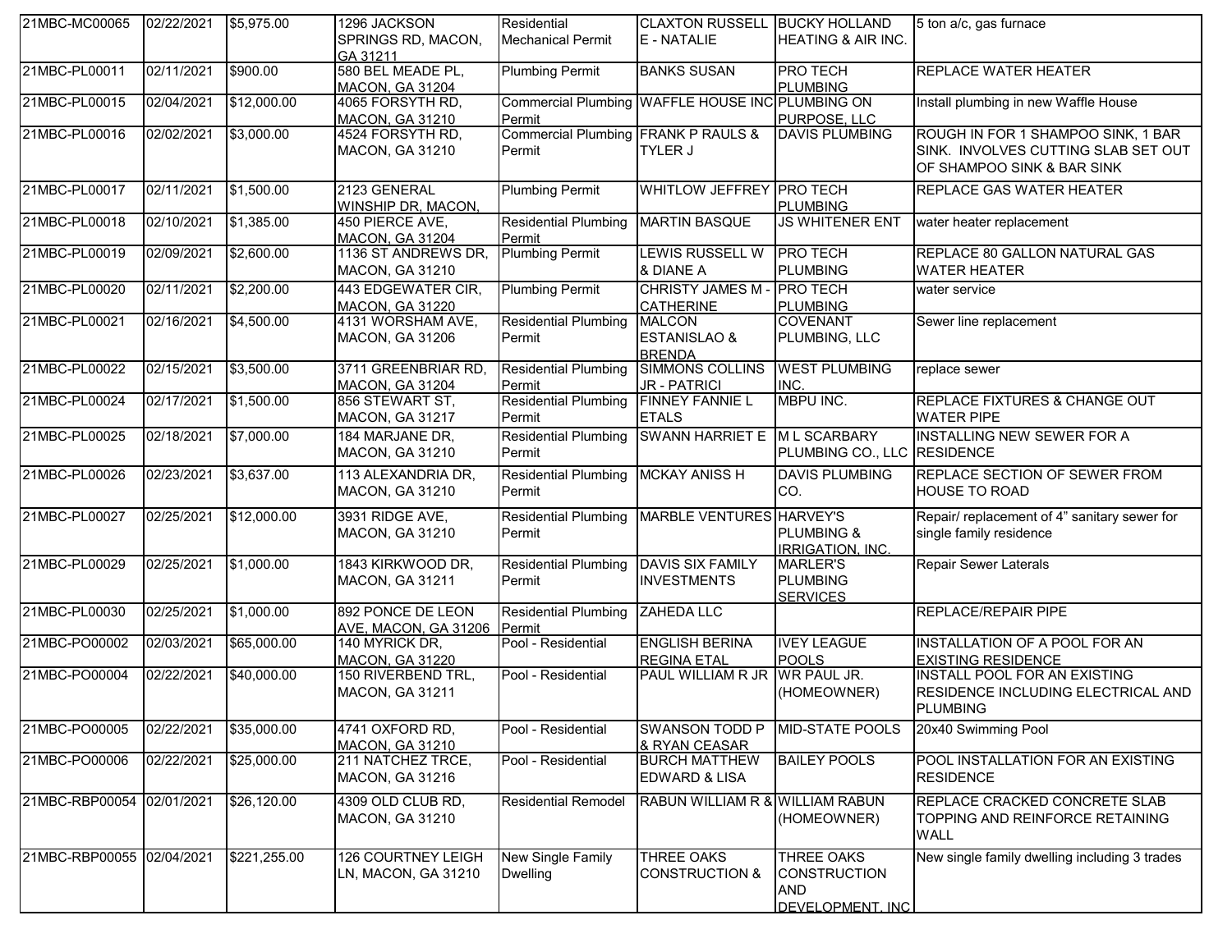| 21MBC-MC00065 | 02/22/2021 | $5,975.00 | 1296 JACKSON SPRINGS RD, MACON, GA 31211 | Residential Mechanical Permit | CLAXTON RUSSELL E - NATALIE | BUCKY HOLLAND HEATING & AIR INC. | 5 ton a/c, gas furnace |
|---|---|---|---|---|---|---|---|
| 21MBC-PL00011 | 02/11/2021 | $900.00 | 580 BEL MEADE PL, MACON, GA 31204 | Plumbing Permit | BANKS SUSAN | PRO TECH PLUMBING | REPLACE WATER HEATER |
| 21MBC-PL00015 | 02/04/2021 | $12,000.00 | 4065 FORSYTH RD, MACON, GA 31210 | Commercial Plumbing Permit | WAFFLE HOUSE INC | PLUMBING ON PURPOSE, LLC | Install plumbing in new Waffle House |
| 21MBC-PL00016 | 02/02/2021 | $3,000.00 | 4524 FORSYTH RD, MACON, GA 31210 | Commercial Plumbing Permit | FRANK P RAULS & TYLER J | DAVIS PLUMBING | ROUGH IN FOR 1 SHAMPOO SINK, 1 BAR SINK. INVOLVES CUTTING SLAB SET OUT OF SHAMPOO SINK & BAR SINK |
| 21MBC-PL00017 | 02/11/2021 | $1,500.00 | 2123 GENERAL WINSHIP DR, MACON, | Plumbing Permit | WHITLOW JEFFREY | PRO TECH PLUMBING | REPLACE GAS WATER HEATER |
| 21MBC-PL00018 | 02/10/2021 | $1,385.00 | 450 PIERCE AVE, MACON, GA 31204 | Residential Plumbing Permit | MARTIN BASQUE | JS WHITENER ENT | water heater replacement |
| 21MBC-PL00019 | 02/09/2021 | $2,600.00 | 1136 ST ANDREWS DR, MACON, GA 31210 | Plumbing Permit | LEWIS RUSSELL W & DIANE A | PRO TECH PLUMBING | REPLACE 80 GALLON NATURAL GAS WATER HEATER |
| 21MBC-PL00020 | 02/11/2021 | $2,200.00 | 443 EDGEWATER CIR, MACON, GA 31220 | Plumbing Permit | CHRISTY JAMES M - CATHERINE | PRO TECH PLUMBING | water service |
| 21MBC-PL00021 | 02/16/2021 | $4,500.00 | 4131 WORSHAM AVE, MACON, GA 31206 | Residential Plumbing Permit | MALCON ESTANISLAO & BRENDA | COVENANT PLUMBING, LLC | Sewer line replacement |
| 21MBC-PL00022 | 02/15/2021 | $3,500.00 | 3711 GREENBRIAR RD, MACON, GA 31204 | Residential Plumbing Permit | SIMMONS COLLINS JR - PATRICI | WEST PLUMBING INC. | replace sewer |
| 21MBC-PL00024 | 02/17/2021 | $1,500.00 | 856 STEWART ST, MACON, GA 31217 | Residential Plumbing Permit | FINNEY FANNIE L ETALS | MBPU INC. | REPLACE FIXTURES & CHANGE OUT WATER PIPE |
| 21MBC-PL00025 | 02/18/2021 | $7,000.00 | 184 MARJANE DR, MACON, GA 31210 | Residential Plumbing Permit | SWANN HARRIET E | M L SCARBARY PLUMBING CO., LLC | INSTALLING NEW SEWER FOR A RESIDENCE |
| 21MBC-PL00026 | 02/23/2021 | $3,637.00 | 113 ALEXANDRIA DR, MACON, GA 31210 | Residential Plumbing Permit | MCKAY ANISS H | DAVIS PLUMBING CO. | REPLACE SECTION OF SEWER FROM HOUSE TO ROAD |
| 21MBC-PL00027 | 02/25/2021 | $12,000.00 | 3931 RIDGE AVE, MACON, GA 31210 | Residential Plumbing Permit | MARBLE VENTURES | HARVEY'S PLUMBING & IRRIGATION, INC. | Repair/ replacement of 4" sanitary sewer for single family residence |
| 21MBC-PL00029 | 02/25/2021 | $1,000.00 | 1843 KIRKWOOD DR, MACON, GA 31211 | Residential Plumbing Permit | DAVIS SIX FAMILY INVESTMENTS | MARLER'S PLUMBING SERVICES | Repair Sewer Laterals |
| 21MBC-PL00030 | 02/25/2021 | $1,000.00 | 892 PONCE DE LEON AVE, MACON, GA 31206 | Residential Plumbing Permit | ZAHEDA LLC | | REPLACE/REPAIR PIPE |
| 21MBC-PO00002 | 02/03/2021 | $65,000.00 | 140 MYRICK DR, MACON, GA 31220 | Pool - Residential | ENGLISH BERINA REGINA ETAL | IVEY LEAGUE POOLS | INSTALLATION OF A POOL FOR AN EXISTING RESIDENCE |
| 21MBC-PO00004 | 02/22/2021 | $40,000.00 | 150 RIVERBEND TRL, MACON, GA 31211 | Pool - Residential | PAUL WILLIAM R JR | WR PAUL JR. (HOMEOWNER) | INSTALL POOL FOR AN EXISTING RESIDENCE INCLUDING ELECTRICAL AND PLUMBING |
| 21MBC-PO00005 | 02/22/2021 | $35,000.00 | 4741 OXFORD RD, MACON, GA 31210 | Pool - Residential | SWANSON TODD P & RYAN CEASAR | MID-STATE POOLS | 20x40 Swimming Pool |
| 21MBC-PO00006 | 02/22/2021 | $25,000.00 | 211 NATCHEZ TRCE, MACON, GA 31216 | Pool - Residential | BURCH MATTHEW EDWARD & LISA | BAILEY POOLS | POOL INSTALLATION FOR AN EXISTING RESIDENCE |
| 21MBC-RBP00054 | 02/01/2021 | $26,120.00 | 4309 OLD CLUB RD, MACON, GA 31210 | Residential Remodel | RABUN WILLIAM R & | WILLIAM RABUN (HOMEOWNER) | REPLACE CRACKED CONCRETE SLAB TOPPING AND REINFORCE RETAINING WALL |
| 21MBC-RBP00055 | 02/04/2021 | $221,255.00 | 126 COURTNEY LEIGH LN, MACON, GA 31210 | New Single Family Dwelling | THREE OAKS CONSTRUCTION & | THREE OAKS CONSTRUCTION AND DEVELOPMENT, INC | New single family dwelling including 3 trades |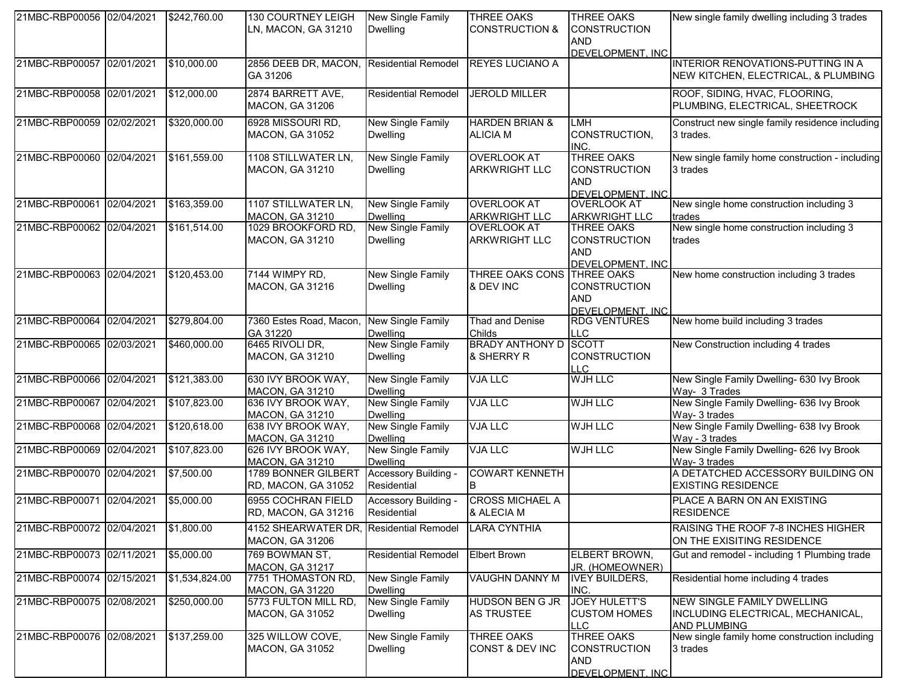| 21MBC-RBP00056 | 02/04/2021 | $242,760.00 | 130 COURTNEY LEIGH LN, MACON, GA 31210 | New Single Family Dwelling | THREE OAKS CONSTRUCTION & | THREE OAKS CONSTRUCTION AND DEVELOPMENT, INC | New single family dwelling including 3 trades |
|---|---|---|---|---|---|---|---|
| 21MBC-RBP00057 | 02/01/2021 | $10,000.00 | 2856 DEEB DR, MACON, GA 31206 | Residential Remodel | REYES LUCIANO A | | INTERIOR RENOVATIONS-PUTTING IN A NEW KITCHEN, ELECTRICAL, & PLUMBING |
| 21MBC-RBP00058 | 02/01/2021 | $12,000.00 | 2874 BARRETT AVE, MACON, GA 31206 | Residential Remodel | JEROLD MILLER | | ROOF, SIDING, HVAC, FLOORING, PLUMBING, ELECTRICAL, SHEETROCK |
| 21MBC-RBP00059 | 02/02/2021 | $320,000.00 | 6928 MISSOURI RD, MACON, GA 31052 | New Single Family Dwelling | HARDEN BRIAN & ALICIA M | LMH CONSTRUCTION, INC. | Construct new single family residence including 3 trades. |
| 21MBC-RBP00060 | 02/04/2021 | $161,559.00 | 1108 STILLWATER LN, MACON, GA 31210 | New Single Family Dwelling | OVERLOOK AT ARKWRIGHT LLC | THREE OAKS CONSTRUCTION AND DEVELOPMENT, INC | New single family home construction - including 3 trades |
| 21MBC-RBP00061 | 02/04/2021 | $163,359.00 | 1107 STILLWATER LN, MACON, GA 31210 | New Single Family Dwelling | OVERLOOK AT ARKWRIGHT LLC | OVERLOOK AT ARKWRIGHT LLC | New single home construction including 3 trades |
| 21MBC-RBP00062 | 02/04/2021 | $161,514.00 | 1029 BROOKFORD RD, MACON, GA 31210 | New Single Family Dwelling | OVERLOOK AT ARKWRIGHT LLC | THREE OAKS CONSTRUCTION AND DEVELOPMENT, INC | New single home construction including 3 trades |
| 21MBC-RBP00063 | 02/04/2021 | $120,453.00 | 7144 WIMPY RD, MACON, GA 31216 | New Single Family Dwelling | THREE OAKS CONS & DEV INC | THREE OAKS CONSTRUCTION AND DEVELOPMENT, INC | New home construction including 3 trades |
| 21MBC-RBP00064 | 02/04/2021 | $279,804.00 | 7360 Estes Road, Macon, GA 31220 | New Single Family Dwelling | Thad and Denise Childs | RDG VENTURES LLC | New home build including 3 trades |
| 21MBC-RBP00065 | 02/03/2021 | $460,000.00 | 6465 RIVOLI DR, MACON, GA 31210 | New Single Family Dwelling | BRADY ANTHONY D & SHERRY R | SCOTT CONSTRUCTION LLC | New Construction including 4 trades |
| 21MBC-RBP00066 | 02/04/2021 | $121,383.00 | 630 IVY BROOK WAY, MACON, GA 31210 | New Single Family Dwelling | VJA LLC | WJH LLC | New Single Family Dwelling- 630 Ivy Brook Way- 3 Trades |
| 21MBC-RBP00067 | 02/04/2021 | $107,823.00 | 636 IVY BROOK WAY, MACON, GA 31210 | New Single Family Dwelling | VJA LLC | WJH LLC | New Single Family Dwelling- 636 Ivy Brook Way- 3 trades |
| 21MBC-RBP00068 | 02/04/2021 | $120,618.00 | 638 IVY BROOK WAY, MACON, GA 31210 | New Single Family Dwelling | VJA LLC | WJH LLC | New Single Family Dwelling- 638 Ivy Brook Way - 3 trades |
| 21MBC-RBP00069 | 02/04/2021 | $107,823.00 | 626 IVY BROOK WAY, MACON, GA 31210 | New Single Family Dwelling | VJA LLC | WJH LLC | New Single Family Dwelling- 626 Ivy Brook Way- 3 trades |
| 21MBC-RBP00070 | 02/04/2021 | $7,500.00 | 1789 BONNER GILBERT RD, MACON, GA 31052 | Accessory Building - Residential | COWART KENNETH B | | A DETATCHED ACCESSORY BUILDING ON EXISTING RESIDENCE |
| 21MBC-RBP00071 | 02/04/2021 | $5,000.00 | 6955 COCHRAN FIELD RD, MACON, GA 31216 | Accessory Building - Residential | CROSS MICHAEL A & ALECIA M | | PLACE A BARN ON AN EXISTING RESIDENCE |
| 21MBC-RBP00072 | 02/04/2021 | $1,800.00 | 4152 SHEARWATER DR, MACON, GA 31206 | Residential Remodel | LARA CYNTHIA | | RAISING THE ROOF 7-8 INCHES HIGHER ON THE EXISITING RESIDENCE |
| 21MBC-RBP00073 | 02/11/2021 | $5,000.00 | 769 BOWMAN ST, MACON, GA 31217 | Residential Remodel | Elbert Brown | ELBERT BROWN, JR. (HOMEOWNER) | Gut and remodel - including 1 Plumbing trade |
| 21MBC-RBP00074 | 02/15/2021 | $1,534,824.00 | 7751 THOMASTON RD, MACON, GA 31220 | New Single Family Dwelling | VAUGHN DANNY M | IVEY BUILDERS, INC. | Residential home including 4 trades |
| 21MBC-RBP00075 | 02/08/2021 | $250,000.00 | 5773 FULTON MILL RD, MACON, GA 31052 | New Single Family Dwelling | HUDSON BEN G JR AS TRUSTEE | JOEY HULETT'S CUSTOM HOMES LLC | NEW SINGLE FAMILY DWELLING INCLUDING ELECTRICAL, MECHANICAL, AND PLUMBING |
| 21MBC-RBP00076 | 02/08/2021 | $137,259.00 | 325 WILLOW COVE, MACON, GA 31052 | New Single Family Dwelling | THREE OAKS CONST & DEV INC | THREE OAKS CONSTRUCTION AND DEVELOPMENT, INC | New single family home construction including 3 trades |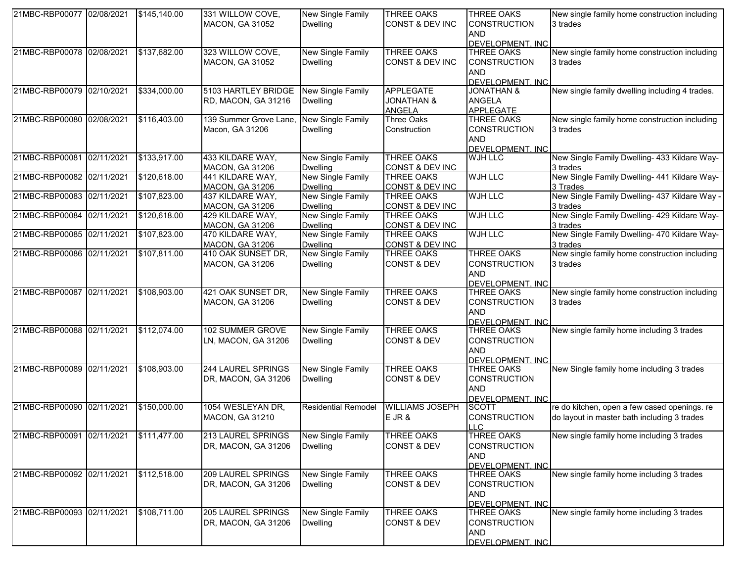| 21MBC-RBP00077 | 02/08/2021 | $145,140.00 | 331 WILLOW COVE, MACON, GA 31052 | New Single Family Dwelling | THREE OAKS CONST & DEV INC | THREE OAKS CONSTRUCTION AND DEVELOPMENT, INC | New single family home construction including 3 trades |
|---|---|---|---|---|---|---|---|
| 21MBC-RBP00078 | 02/08/2021 | $137,682.00 | 323 WILLOW COVE, MACON, GA 31052 | New Single Family Dwelling | THREE OAKS CONST & DEV INC | THREE OAKS CONSTRUCTION AND DEVELOPMENT, INC | New single family home construction including 3 trades |
| 21MBC-RBP00079 | 02/10/2021 | $334,000.00 | 5103 HARTLEY BRIDGE RD, MACON, GA 31216 | New Single Family Dwelling | APPLEGATE JONATHAN & ANGELA | JONATHAN & ANGELA APPLEGATE | New single family dwelling including 4 trades. |
| 21MBC-RBP00080 | 02/08/2021 | $116,403.00 | 139 Summer Grove Lane, Macon, GA 31206 | New Single Family Dwelling | Three Oaks Construction | THREE OAKS CONSTRUCTION AND DEVELOPMENT, INC | New single family home construction including 3 trades |
| 21MBC-RBP00081 | 02/11/2021 | $133,917.00 | 433 KILDARE WAY, MACON, GA 31206 | New Single Family Dwelling | THREE OAKS CONST & DEV INC | WJH LLC | New Single Family Dwelling- 433 Kildare Way- 3 trades |
| 21MBC-RBP00082 | 02/11/2021 | $120,618.00 | 441 KILDARE WAY, MACON, GA 31206 | New Single Family Dwelling | THREE OAKS CONST & DEV INC | WJH LLC | New Single Family Dwelling- 441 Kildare Way- 3 Trades |
| 21MBC-RBP00083 | 02/11/2021 | $107,823.00 | 437 KILDARE WAY, MACON, GA 31206 | New Single Family Dwelling | THREE OAKS CONST & DEV INC | WJH LLC | New Single Family Dwelling- 437 Kildare Way - 3 trades |
| 21MBC-RBP00084 | 02/11/2021 | $120,618.00 | 429 KILDARE WAY, MACON, GA 31206 | New Single Family Dwelling | THREE OAKS CONST & DEV INC | WJH LLC | New Single Family Dwelling- 429 Kildare Way- 3 trades |
| 21MBC-RBP00085 | 02/11/2021 | $107,823.00 | 470 KILDARE WAY, MACON, GA 31206 | New Single Family Dwelling | THREE OAKS CONST & DEV INC | WJH LLC | New Single Family Dwelling- 470 Kildare Way- 3 trades |
| 21MBC-RBP00086 | 02/11/2021 | $107,811.00 | 410 OAK SUNSET DR, MACON, GA 31206 | New Single Family Dwelling | THREE OAKS CONST & DEV | THREE OAKS CONSTRUCTION AND DEVELOPMENT, INC | New single family home construction including 3 trades |
| 21MBC-RBP00087 | 02/11/2021 | $108,903.00 | 421 OAK SUNSET DR, MACON, GA 31206 | New Single Family Dwelling | THREE OAKS CONST & DEV | THREE OAKS CONSTRUCTION AND DEVELOPMENT, INC | New single family home construction including 3 trades |
| 21MBC-RBP00088 | 02/11/2021 | $112,074.00 | 102 SUMMER GROVE LN, MACON, GA 31206 | New Single Family Dwelling | THREE OAKS CONST & DEV | THREE OAKS CONSTRUCTION AND DEVELOPMENT, INC | New single family home including 3 trades |
| 21MBC-RBP00089 | 02/11/2021 | $108,903.00 | 244 LAUREL SPRINGS DR, MACON, GA 31206 | New Single Family Dwelling | THREE OAKS CONST & DEV | THREE OAKS CONSTRUCTION AND DEVELOPMENT, INC | New Single family home including 3 trades |
| 21MBC-RBP00090 | 02/11/2021 | $150,000.00 | 1054 WESLEYAN DR, MACON, GA 31210 | Residential Remodel | WILLIAMS JOSEPH E JR & | SCOTT CONSTRUCTION LLC | re do kitchen, open a few cased openings. re do layout in master bath including 3 trades |
| 21MBC-RBP00091 | 02/11/2021 | $111,477.00 | 213 LAUREL SPRINGS DR, MACON, GA 31206 | New Single Family Dwelling | THREE OAKS CONST & DEV | THREE OAKS CONSTRUCTION AND DEVELOPMENT, INC | New single family home including 3 trades |
| 21MBC-RBP00092 | 02/11/2021 | $112,518.00 | 209 LAUREL SPRINGS DR, MACON, GA 31206 | New Single Family Dwelling | THREE OAKS CONST & DEV | THREE OAKS CONSTRUCTION AND DEVELOPMENT, INC | New single family home including 3 trades |
| 21MBC-RBP00093 | 02/11/2021 | $108,711.00 | 205 LAUREL SPRINGS DR, MACON, GA 31206 | New Single Family Dwelling | THREE OAKS CONST & DEV | THREE OAKS CONSTRUCTION AND DEVELOPMENT, INC | New single family home including 3 trades |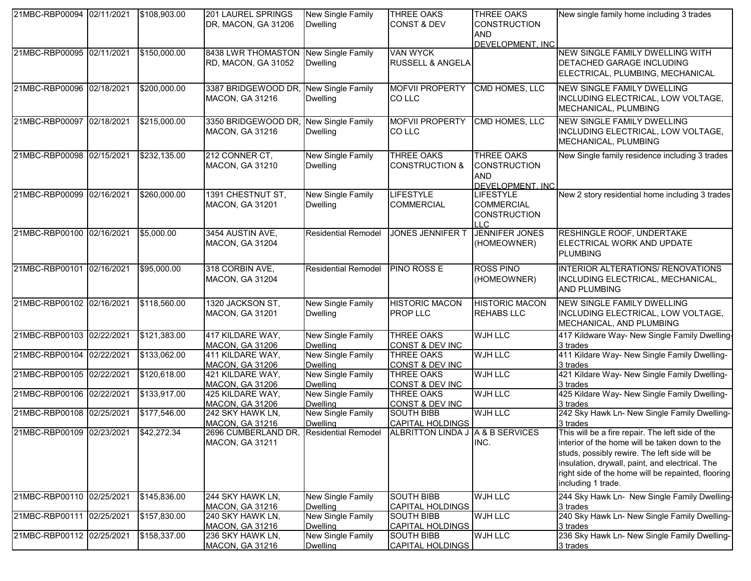| | | | | | | | |
|---|---|---|---|---|---|---|---|
| 21MBC-RBP00094 | 02/11/2021 | $108,903.00 | 201 LAUREL SPRINGS DR, MACON, GA 31206 | New Single Family Dwelling | THREE OAKS CONST & DEV | THREE OAKS CONSTRUCTION AND DEVELOPMENT, INC | New single family home including 3 trades |
| 21MBC-RBP00095 | 02/11/2021 | $150,000.00 | 8438 LWR THOMASTON RD, MACON, GA 31052 | New Single Family Dwelling | VAN WYCK RUSSELL & ANGELA | | NEW SINGLE FAMILY DWELLING WITH DETACHED GARAGE INCLUDING ELECTRICAL, PLUMBING, MECHANICAL |
| 21MBC-RBP00096 | 02/18/2021 | $200,000.00 | 3387 BRIDGEWOOD DR, MACON, GA 31216 | New Single Family Dwelling | MOFVII PROPERTY CO LLC | CMD HOMES, LLC | NEW SINGLE FAMILY DWELLING INCLUDING ELECTRICAL, LOW VOLTAGE, MECHANICAL, PLUMBING |
| 21MBC-RBP00097 | 02/18/2021 | $215,000.00 | 3350 BRIDGEWOOD DR, MACON, GA 31216 | New Single Family Dwelling | MOFVII PROPERTY CO LLC | CMD HOMES, LLC | NEW SINGLE FAMILY DWELLING INCLUDING ELECTRICAL, LOW VOLTAGE, MECHANICAL, PLUMBING |
| 21MBC-RBP00098 | 02/15/2021 | $232,135.00 | 212 CONNER CT, MACON, GA 31210 | New Single Family Dwelling | THREE OAKS CONSTRUCTION & | THREE OAKS CONSTRUCTION AND DEVELOPMENT, INC | New Single family residence including 3 trades |
| 21MBC-RBP00099 | 02/16/2021 | $260,000.00 | 1391 CHESTNUT ST, MACON, GA 31201 | New Single Family Dwelling | LIFESTYLE COMMERCIAL | LIFESTYLE COMMERCIAL CONSTRUCTION LLC | New 2 story residential home including 3 trades |
| 21MBC-RBP00100 | 02/16/2021 | $5,000.00 | 3454 AUSTIN AVE, MACON, GA 31204 | Residential Remodel | JONES JENNIFER T | JENNIFER JONES (HOMEOWNER) | RESHINGLE ROOF, UNDERTAKE ELECTRICAL WORK AND UPDATE PLUMBING |
| 21MBC-RBP00101 | 02/16/2021 | $95,000.00 | 318 CORBIN AVE, MACON, GA 31204 | Residential Remodel | PINO ROSS E | ROSS PINO (HOMEOWNER) | INTERIOR ALTERATIONS/ RENOVATIONS INCLUDING ELECTRICAL, MECHANICAL, AND PLUMBING |
| 21MBC-RBP00102 | 02/16/2021 | $118,560.00 | 1320 JACKSON ST, MACON, GA 31201 | New Single Family Dwelling | HISTORIC MACON PROP LLC | HISTORIC MACON REHABS LLC | NEW SINGLE FAMILY DWELLING INCLUDING ELECTRICAL, LOW VOLTAGE, MECHANICAL, AND PLUMBING |
| 21MBC-RBP00103 | 02/22/2021 | $121,383.00 | 417 KILDARE WAY, MACON, GA 31206 | New Single Family Dwelling | THREE OAKS CONST & DEV INC | WJH LLC | 417 Kildware Way- New Single Family Dwelling-3 trades |
| 21MBC-RBP00104 | 02/22/2021 | $133,062.00 | 411 KILDARE WAY, MACON, GA 31206 | New Single Family Dwelling | THREE OAKS CONST & DEV INC | WJH LLC | 411 Kildare Way- New Single Family Dwelling-3 trades |
| 21MBC-RBP00105 | 02/22/2021 | $120,618.00 | 421 KILDARE WAY, MACON, GA 31206 | New Single Family Dwelling | THREE OAKS CONST & DEV INC | WJH LLC | 421 Kildare Way- New Single Family Dwelling-3 trades |
| 21MBC-RBP00106 | 02/22/2021 | $133,917.00 | 425 KILDARE WAY, MACON, GA 31206 | New Single Family Dwelling | THREE OAKS CONST & DEV INC | WJH LLC | 425 Kildare Way- New Single Family Dwelling-3 trades |
| 21MBC-RBP00108 | 02/25/2021 | $177,546.00 | 242 SKY HAWK LN, MACON, GA 31216 | New Single Family Dwelling | SOUTH BIBB CAPITAL HOLDINGS | WJH LLC | 242 Sky Hawk Ln- New Single Family Dwelling-3 trades |
| 21MBC-RBP00109 | 02/23/2021 | $42,272.34 | 2696 CUMBERLAND DR, MACON, GA 31211 | Residential Remodel | ALBRITTON LINDA J | A & B SERVICES INC. | This will be a fire repair. The left side of the interior of the home will be taken down to the studs, possibly rewire. The left side will be insulation, drywall, paint, and electrical. The right side of the home will be repainted, flooring including 1 trade. |
| 21MBC-RBP00110 | 02/25/2021 | $145,836.00 | 244 SKY HAWK LN, MACON, GA 31216 | New Single Family Dwelling | SOUTH BIBB CAPITAL HOLDINGS | WJH LLC | 244 Sky Hawk Ln- New Single Family Dwelling-3 trades |
| 21MBC-RBP00111 | 02/25/2021 | $157,830.00 | 240 SKY HAWK LN, MACON, GA 31216 | New Single Family Dwelling | SOUTH BIBB CAPITAL HOLDINGS | WJH LLC | 240 Sky Hawk Ln- New Single Family Dwelling-3 trades |
| 21MBC-RBP00112 | 02/25/2021 | $158,337.00 | 236 SKY HAWK LN, MACON, GA 31216 | New Single Family Dwelling | SOUTH BIBB CAPITAL HOLDINGS | WJH LLC | 236 Sky Hawk Ln- New Single Family Dwelling-3 trades |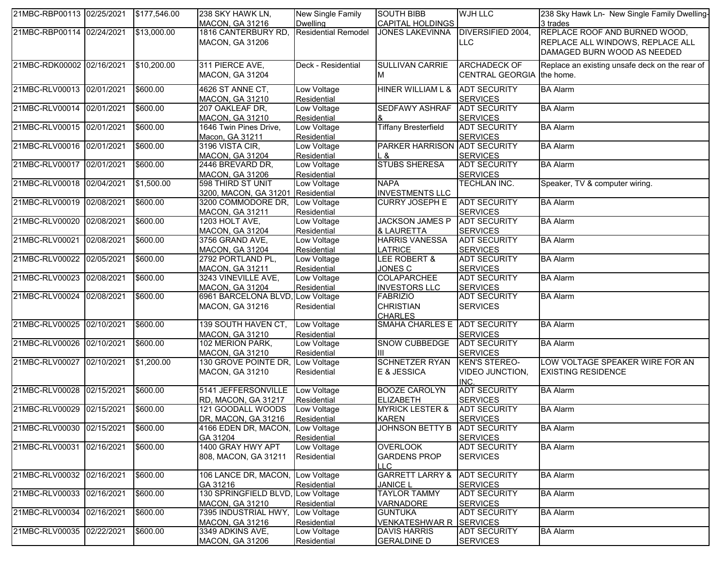| | | | | | | | |
|---|---|---|---|---|---|---|---|
| 21MBC-RBP00113 | 02/25/2021 | $177,546.00 | 238 SKY HAWK LN, MACON, GA 31216 | New Single Family Dwelling | SOUTH BIBB CAPITAL HOLDINGS | WJH LLC | 238 Sky Hawk Ln- New Single Family Dwelling-3 trades |
| 21MBC-RBP00114 | 02/24/2021 | $13,000.00 | 1816 CANTERBURY RD, MACON, GA 31206 | Residential Remodel | JONES LAKEVINNA | DIVERSIFIED 2004, LLC | REPLACE ROOF AND BURNED WOOD, REPLACE ALL WINDOWS, REPLACE ALL DAMAGED BURN WOOD AS NEEDED |
| 21MBC-RDK00002 | 02/16/2021 | $10,200.00 | 311 PIERCE AVE, MACON, GA 31204 | Deck - Residential | SULLIVAN CARRIE M | ARCHADECK OF CENTRAL GEORGIA | Replace an existing unsafe deck on the rear of the home. |
| 21MBC-RLV00013 | 02/01/2021 | $600.00 | 4626 ST ANNE CT, MACON, GA 31210 | Low Voltage Residential | HINER WILLIAM L & | ADT SECURITY SERVICES | BA Alarm |
| 21MBC-RLV00014 | 02/01/2021 | $600.00 | 207 OAKLEAF DR, MACON, GA 31210 | Low Voltage Residential | SEDFAWY ASHRAF & | ADT SECURITY SERVICES | BA Alarm |
| 21MBC-RLV00015 | 02/01/2021 | $600.00 | 1646 Twin Pines Drive, Macon, GA 31211 | Low Voltage Residential | Tiffany Bresterfield | ADT SECURITY SERVICES | BA Alarm |
| 21MBC-RLV00016 | 02/01/2021 | $600.00 | 3196 VISTA CIR, MACON, GA 31204 | Low Voltage Residential | PARKER HARRISON L & | ADT SECURITY SERVICES | BA Alarm |
| 21MBC-RLV00017 | 02/01/2021 | $600.00 | 2446 BREVARD DR, MACON, GA 31206 | Low Voltage Residential | STUBS SHERESA | ADT SECURITY SERVICES | BA Alarm |
| 21MBC-RLV00018 | 02/04/2021 | $1,500.00 | 598 THIRD ST UNIT 3200, MACON, GA 31201 | Low Voltage Residential | NAPA INVESTMENTS LLC | TECHLAN INC. | Speaker, TV & computer wiring. |
| 21MBC-RLV00019 | 02/08/2021 | $600.00 | 3200 COMMODORE DR, MACON, GA 31211 | Low Voltage Residential | CURRY JOSEPH E | ADT SECURITY SERVICES | BA Alarm |
| 21MBC-RLV00020 | 02/08/2021 | $600.00 | 1203 HOLT AVE, MACON, GA 31204 | Low Voltage Residential | JACKSON JAMES P & LAURETTA | ADT SECURITY SERVICES | BA Alarm |
| 21MBC-RLV00021 | 02/08/2021 | $600.00 | 3756 GRAND AVE, MACON, GA 31204 | Low Voltage Residential | HARRIS VANESSA LATRICE | ADT SECURITY SERVICES | BA Alarm |
| 21MBC-RLV00022 | 02/05/2021 | $600.00 | 2792 PORTLAND PL, MACON, GA 31211 | Low Voltage Residential | LEE ROBERT & JONES C | ADT SECURITY SERVICES | BA Alarm |
| 21MBC-RLV00023 | 02/08/2021 | $600.00 | 3243 VINEVILLE AVE, MACON, GA 31204 | Low Voltage Residential | COLAPARCHEE INVESTORS LLC | ADT SECURITY SERVICES | BA Alarm |
| 21MBC-RLV00024 | 02/08/2021 | $600.00 | 6961 BARCELONA BLVD, MACON, GA 31216 | Low Voltage Residential | FABRIZIO CHRISTIAN CHARLES | ADT SECURITY SERVICES | BA Alarm |
| 21MBC-RLV00025 | 02/10/2021 | $600.00 | 139 SOUTH HAVEN CT, MACON, GA 31210 | Low Voltage Residential | SMAHA CHARLES E | ADT SECURITY SERVICES | BA Alarm |
| 21MBC-RLV00026 | 02/10/2021 | $600.00 | 102 MERION PARK, MACON, GA 31210 | Low Voltage Residential | SNOW CUBBEDGE III | ADT SECURITY SERVICES | BA Alarm |
| 21MBC-RLV00027 | 02/10/2021 | $1,200.00 | 130 GROVE POINTE DR, MACON, GA 31210 | Low Voltage Residential | SCHNETZER RYAN E & JESSICA | KEN'S STEREO-VIDEO JUNCTION, INC. | LOW VOLTAGE SPEAKER WIRE FOR AN EXISTING RESIDENCE |
| 21MBC-RLV00028 | 02/15/2021 | $600.00 | 5141 JEFFERSONVILLE RD, MACON, GA 31217 | Low Voltage Residential | BOOZE CAROLYN ELIZABETH | ADT SECURITY SERVICES | BA Alarm |
| 21MBC-RLV00029 | 02/15/2021 | $600.00 | 121 GOODALL WOODS DR, MACON, GA 31216 | Low Voltage Residential | MYRICK LESTER & KAREN | ADT SECURITY SERVICES | BA Alarm |
| 21MBC-RLV00030 | 02/15/2021 | $600.00 | 4166 EDEN DR, MACON, GA 31204 | Low Voltage Residential | JOHNSON BETTY B | ADT SECURITY SERVICES | BA Alarm |
| 21MBC-RLV00031 | 02/16/2021 | $600.00 | 1400 GRAY HWY APT 808, MACON, GA 31211 | Low Voltage Residential | OVERLOOK GARDENS PROP LLC | ADT SECURITY SERVICES | BA Alarm |
| 21MBC-RLV00032 | 02/16/2021 | $600.00 | 106 LANCE DR, MACON, GA 31216 | Low Voltage Residential | GARRETT LARRY & JANICE L | ADT SECURITY SERVICES | BA Alarm |
| 21MBC-RLV00033 | 02/16/2021 | $600.00 | 130 SPRINGFIELD BLVD, MACON, GA 31210 | Low Voltage Residential | TAYLOR TAMMY VARNADORE | ADT SECURITY SERVICES | BA Alarm |
| 21MBC-RLV00034 | 02/16/2021 | $600.00 | 7395 INDUSTRIAL HWY, MACON, GA 31216 | Low Voltage Residential | GUNTUKA VENKATESHWAR R | ADT SECURITY SERVICES | BA Alarm |
| 21MBC-RLV00035 | 02/22/2021 | $600.00 | 3349 ADKINS AVE, MACON, GA 31206 | Low Voltage Residential | DAVIS HARRIS GERALDINE D | ADT SECURITY SERVICES | BA Alarm |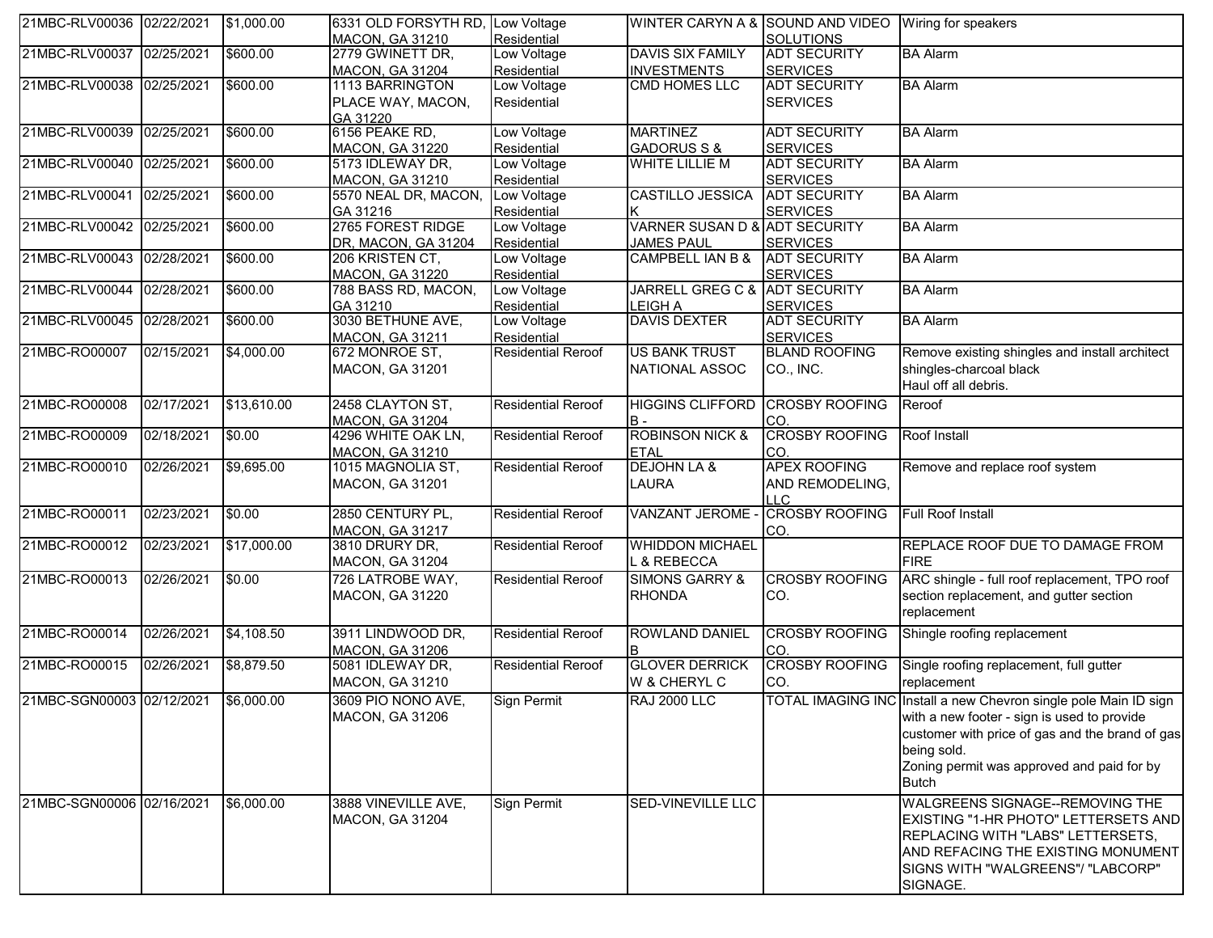| | | | | | | | |
|---|---|---|---|---|---|---|---|
| 21MBC-RLV00036 | 02/22/2021 | $1,000.00 | 6331 OLD FORSYTH RD, MACON, GA 31210 | Low Voltage Residential | WINTER CARYN A & | SOUND AND VIDEO SOLUTIONS | Wiring for speakers |
| 21MBC-RLV00037 | 02/25/2021 | $600.00 | 2779 GWINETT DR, MACON, GA 31204 | Low Voltage Residential | DAVIS SIX FAMILY INVESTMENTS | ADT SECURITY SERVICES | BA Alarm |
| 21MBC-RLV00038 | 02/25/2021 | $600.00 | 1113 BARRINGTON PLACE WAY, MACON, GA 31220 | Low Voltage Residential | CMD HOMES LLC | ADT SECURITY SERVICES | BA Alarm |
| 21MBC-RLV00039 | 02/25/2021 | $600.00 | 6156 PEAKE RD, MACON, GA 31220 | Low Voltage Residential | MARTINEZ GADORUS S & | ADT SECURITY SERVICES | BA Alarm |
| 21MBC-RLV00040 | 02/25/2021 | $600.00 | 5173 IDLEWAY DR, MACON, GA 31210 | Low Voltage Residential | WHITE LILLIE M | ADT SECURITY SERVICES | BA Alarm |
| 21MBC-RLV00041 | 02/25/2021 | $600.00 | 5570 NEAL DR, MACON, GA 31216 | Low Voltage Residential | CASTILLO JESSICA K | ADT SECURITY SERVICES | BA Alarm |
| 21MBC-RLV00042 | 02/25/2021 | $600.00 | 2765 FOREST RIDGE DR, MACON, GA 31204 | Low Voltage Residential | VARNER SUSAN D & JAMES PAUL | ADT SECURITY SERVICES | BA Alarm |
| 21MBC-RLV00043 | 02/28/2021 | $600.00 | 206 KRISTEN CT, MACON, GA 31220 | Low Voltage Residential | CAMPBELL IAN B & | ADT SECURITY SERVICES | BA Alarm |
| 21MBC-RLV00044 | 02/28/2021 | $600.00 | 788 BASS RD, MACON, GA 31210 | Low Voltage Residential | JARRELL GREG C & LEIGH A | ADT SECURITY SERVICES | BA Alarm |
| 21MBC-RLV00045 | 02/28/2021 | $600.00 | 3030 BETHUNE AVE, MACON, GA 31211 | Low Voltage Residential | DAVIS DEXTER | ADT SECURITY SERVICES | BA Alarm |
| 21MBC-RO00007 | 02/15/2021 | $4,000.00 | 672 MONROE ST, MACON, GA 31201 | Residential Reroof | US BANK TRUST NATIONAL ASSOC | BLAND ROOFING CO., INC. | Remove existing shingles and install architect shingles-charcoal black<br>Haul off all debris. |
| 21MBC-RO00008 | 02/17/2021 | $13,610.00 | 2458 CLAYTON ST, MACON, GA 31204 | Residential Reroof | HIGGINS CLIFFORD B - | CROSBY ROOFING CO. | Reroof |
| 21MBC-RO00009 | 02/18/2021 | $0.00 | 4296 WHITE OAK LN, MACON, GA 31210 | Residential Reroof | ROBINSON NICK & ETAL | CROSBY ROOFING CO. | Roof Install |
| 21MBC-RO00010 | 02/26/2021 | $9,695.00 | 1015 MAGNOLIA ST, MACON, GA 31201 | Residential Reroof | DEJOHN LA & LAURA | APEX ROOFING AND REMODELING, LLC | Remove and replace roof system |
| 21MBC-RO00011 | 02/23/2021 | $0.00 | 2850 CENTURY PL, MACON, GA 31217 | Residential Reroof | VANZANT JEROME - | CROSBY ROOFING CO. | Full Roof Install |
| 21MBC-RO00012 | 02/23/2021 | $17,000.00 | 3810 DRURY DR, MACON, GA 31204 | Residential Reroof | WHIDDON MICHAEL L & REBECCA | | REPLACE ROOF DUE TO DAMAGE FROM FIRE |
| 21MBC-RO00013 | 02/26/2021 | $0.00 | 726 LATROBE WAY, MACON, GA 31220 | Residential Reroof | SIMONS GARRY & RHONDA | CROSBY ROOFING CO. | ARC shingle - full roof replacement, TPO roof section replacement, and gutter section replacement |
| 21MBC-RO00014 | 02/26/2021 | $4,108.50 | 3911 LINDWOOD DR, MACON, GA 31206 | Residential Reroof | ROWLAND DANIEL B | CROSBY ROOFING CO. | Shingle roofing replacement |
| 21MBC-RO00015 | 02/26/2021 | $8,879.50 | 5081 IDLEWAY DR, MACON, GA 31210 | Residential Reroof | GLOVER DERRICK W & CHERYL C | CROSBY ROOFING CO. | Single roofing replacement, full gutter replacement |
| 21MBC-SGN00003 | 02/12/2021 | $6,000.00 | 3609 PIO NONO AVE, MACON, GA 31206 | Sign Permit | RAJ 2000 LLC | TOTAL IMAGING INC | Install a new Chevron single pole Main ID sign with a new footer - sign is used to provide customer with price of gas and the brand of gas being sold.<br>Zoning permit was approved and paid for by Butch |
| 21MBC-SGN00006 | 02/16/2021 | $6,000.00 | 3888 VINEVILLE AVE, MACON, GA 31204 | Sign Permit | SED-VINEVILLE LLC | | WALGREENS SIGNAGE--REMOVING THE EXISTING "1-HR PHOTO" LETTERSETS AND REPLACING WITH "LABS" LETTERSETS, AND REFACING THE EXISTING MONUMENT SIGNS WITH "WALGREENS"/ "LABCORP" SIGNAGE. |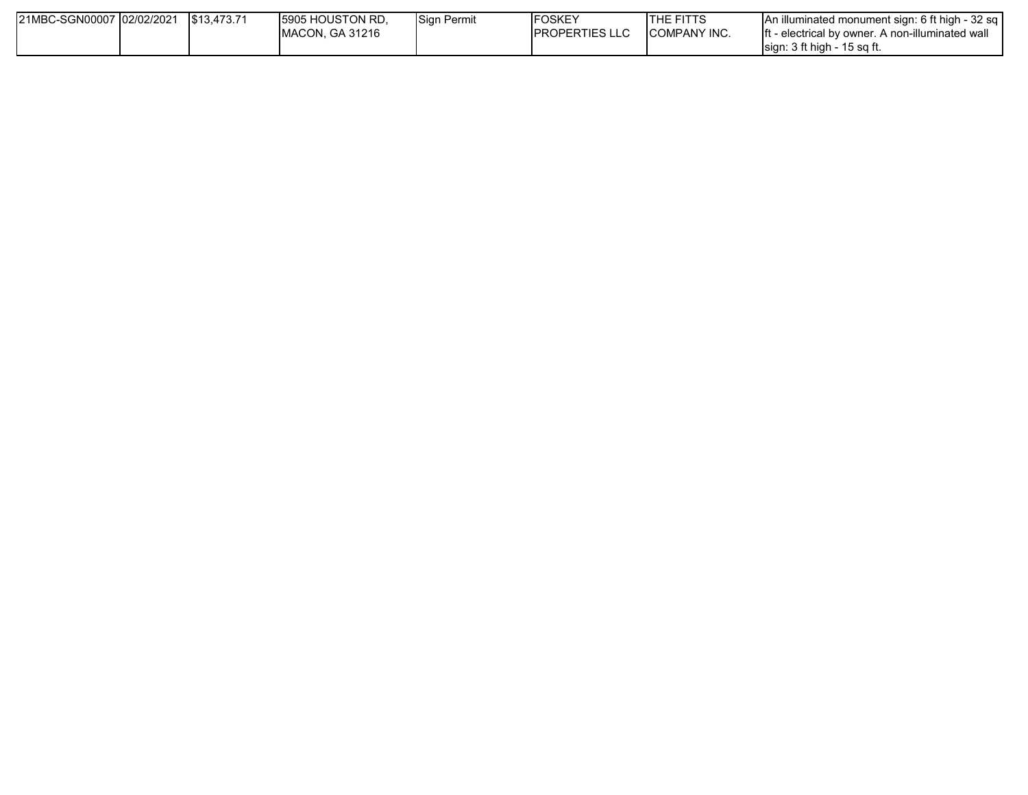| | | | | | | | |
|---|---|---|---|---|---|---|---|
| 21MBC-SGN00007 | 02/02/2021 | $13,473.71 | 5905 HOUSTON RD, MACON, GA 31216 | Sign Permit | FOSKEY PROPERTIES LLC | THE FITTS COMPANY INC. | An illuminated monument sign: 6 ft high - 32 sq ft - electrical by owner. A non-illuminated wall sign: 3 ft high - 15 sq ft. |